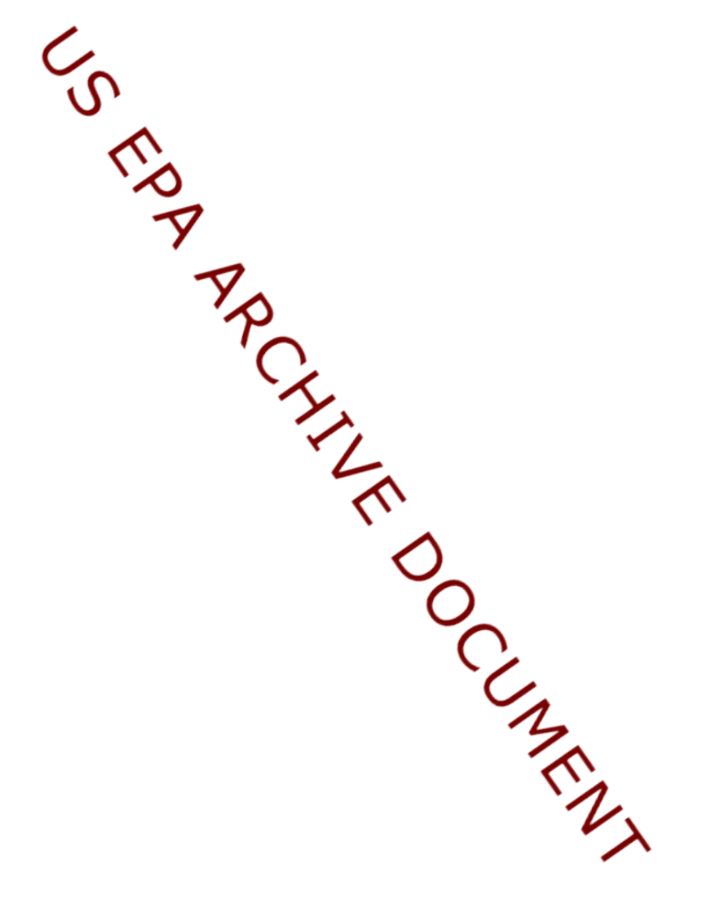US EPA ARCHIVE DOCUMENT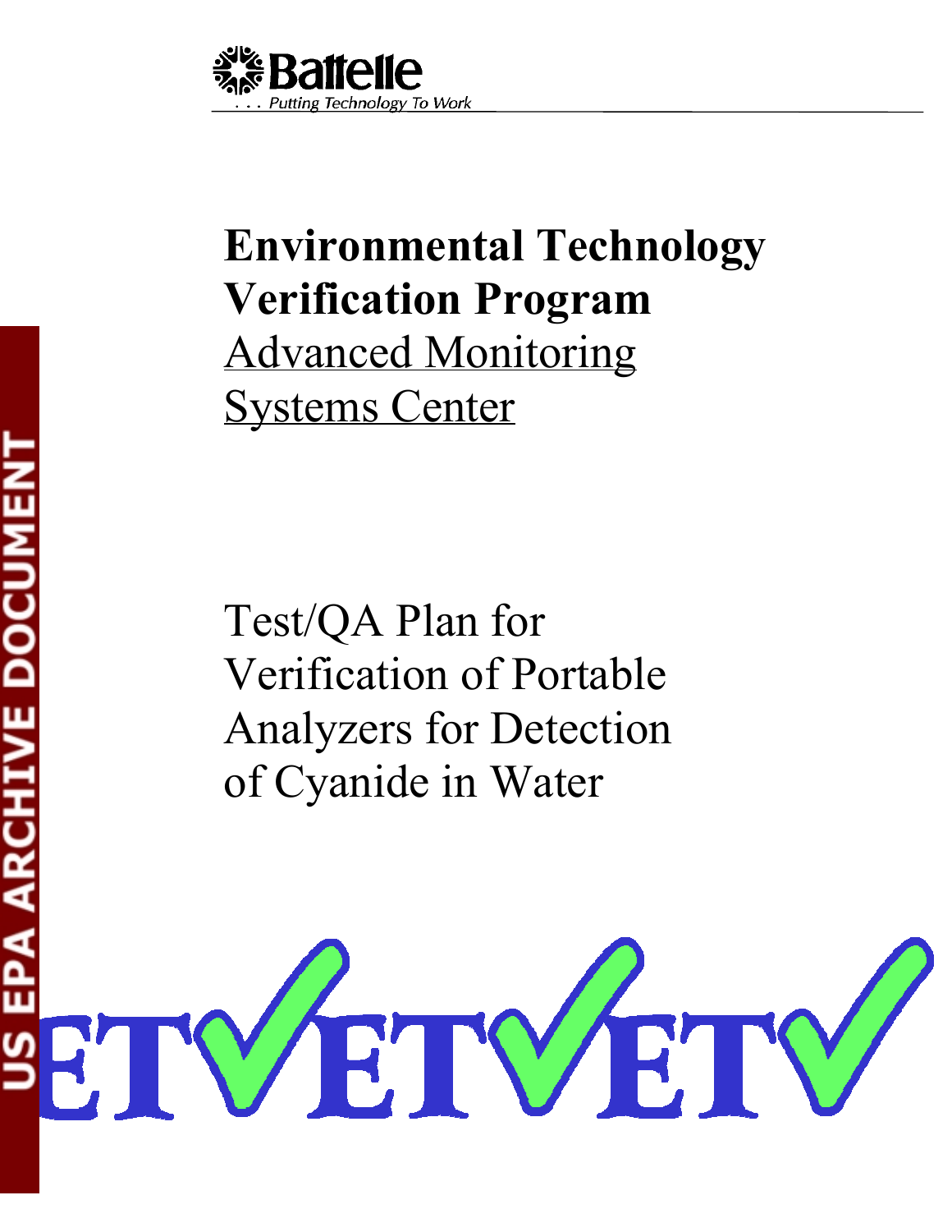Battelle

. . . Putting Technology To Work

# Environmental Technology Verification Program

Advanced Monitoring Systems Center

Test/QA Plan for Verification of Portable Analyzers for Detection of Cyanide in Water

US EPA ARCHIVE DOCUMENT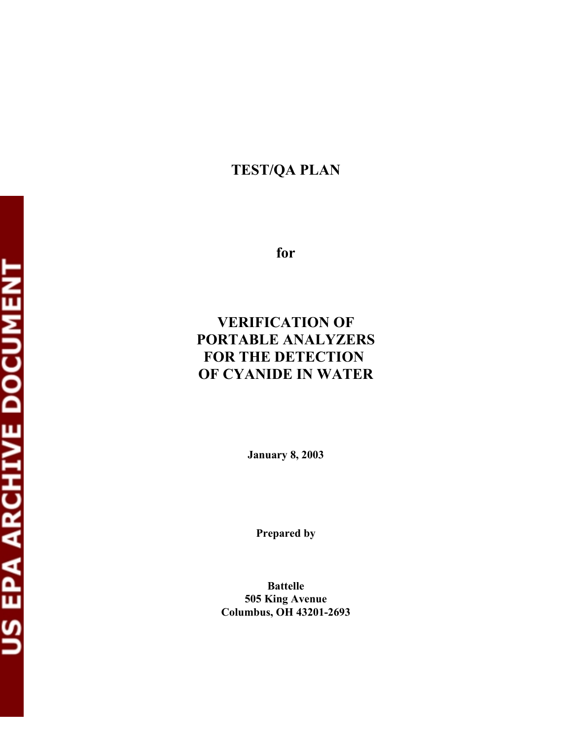# TEST/QA PLAN

**for**

# VERIFICATION OF PORTABLE ANALYZERS FOR THE DETECTION OF CYANIDE IN WATER

**January 8, 2003**

**Prepared by**

**Battelle**
**505 King Avenue**
**Columbus, OH 43201-2693**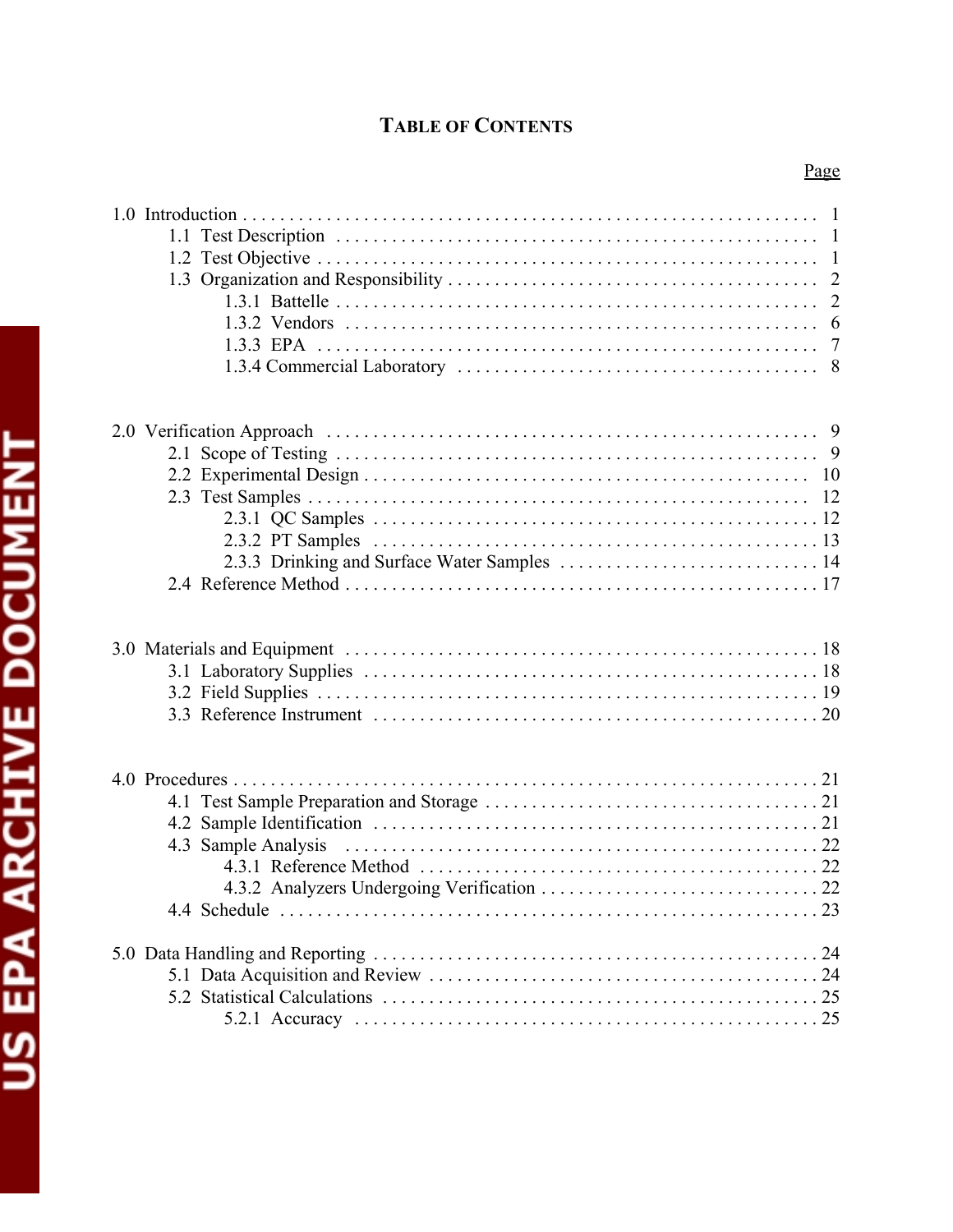# TABLE OF CONTENTS

Page

1.0 Introduction . . . . . . . . . . 1
- 1.1 Test Description . . . . . . . . . . 1
- 1.2 Test Objective . . . . . . . . . . 1
- 1.3 Organization and Responsibility . . . . . . . . . . 2
  - 1.3.1 Battelle . . . . . . . . . . 2
  - 1.3.2 Vendors . . . . . . . . . . 6
  - 1.3.3 EPA . . . . . . . . . . 7
  - 1.3.4 Commercial Laboratory . . . . . . . . . . 8

2.0 Verification Approach . . . . . . . . . . 9
- 2.1 Scope of Testing . . . . . . . . . . 9
- 2.2 Experimental Design . . . . . . . . . . 10
- 2.3 Test Samples . . . . . . . . . . 12
  - 2.3.1 QC Samples . . . . . . . . . . 12
  - 2.3.2 PT Samples . . . . . . . . . . 13
  - 2.3.3 Drinking and Surface Water Samples . . . . . . . . . . 14
- 2.4 Reference Method . . . . . . . . . . 17

3.0 Materials and Equipment . . . . . . . . . . 18
- 3.1 Laboratory Supplies . . . . . . . . . . 18
- 3.2 Field Supplies . . . . . . . . . . 19
- 3.3 Reference Instrument . . . . . . . . . . 20

4.0 Procedures . . . . . . . . . . 21
- 4.1 Test Sample Preparation and Storage . . . . . . . . . . 21
- 4.2 Sample Identification . . . . . . . . . . 21
- 4.3 Sample Analysis . . . . . . . . . . 22
  - 4.3.1 Reference Method . . . . . . . . . . 22
  - 4.3.2 Analyzers Undergoing Verification . . . . . . . . . . 22
- 4.4 Schedule . . . . . . . . . . 23

5.0 Data Handling and Reporting . . . . . . . . . . 24
- 5.1 Data Acquisition and Review . . . . . . . . . . 24
- 5.2 Statistical Calculations . . . . . . . . . . 25
  - 5.2.1 Accuracy . . . . . . . . . . 25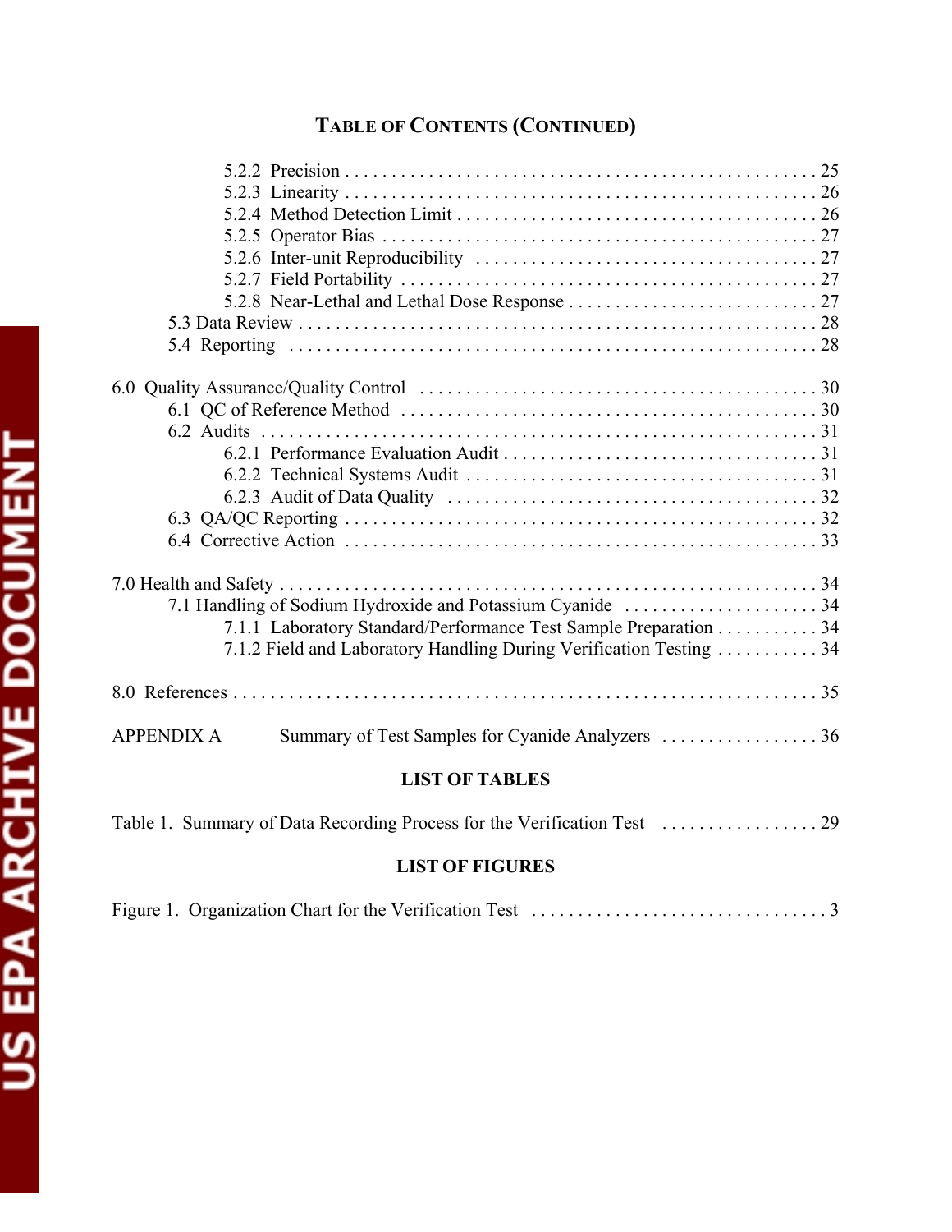## TABLE OF CONTENTS (CONTINUED)

5.2.2 Precision . . . . . . . . . . . . . . . . . . . . . . . . . . . . . . . . . . . . . . . . . . . . . . . . . 25
5.2.3 Linearity . . . . . . . . . . . . . . . . . . . . . . . . . . . . . . . . . . . . . . . . . . . . . . . . . 26
5.2.4 Method Detection Limit . . . . . . . . . . . . . . . . . . . . . . . . . . . . . . . . . . . . . . 26
5.2.5 Operator Bias . . . . . . . . . . . . . . . . . . . . . . . . . . . . . . . . . . . . . . . . . . . . . . 27
5.2.6 Inter-unit Reproducibility . . . . . . . . . . . . . . . . . . . . . . . . . . . . . . . . . . . . 27
5.2.7 Field Portability . . . . . . . . . . . . . . . . . . . . . . . . . . . . . . . . . . . . . . . . . . . . 27
5.2.8 Near-Lethal and Lethal Dose Response . . . . . . . . . . . . . . . . . . . . . . . . . . 27
5.3 Data Review . . . . . . . . . . . . . . . . . . . . . . . . . . . . . . . . . . . . . . . . . . . . . . . . . . . 28
5.4 Reporting . . . . . . . . . . . . . . . . . . . . . . . . . . . . . . . . . . . . . . . . . . . . . . . . . . . . . 28

6.0 Quality Assurance/Quality Control . . . . . . . . . . . . . . . . . . . . . . . . . . . . . . . . . . . . 30
6.1 QC of Reference Method . . . . . . . . . . . . . . . . . . . . . . . . . . . . . . . . . . . . . . . . . . 30
6.2 Audits . . . . . . . . . . . . . . . . . . . . . . . . . . . . . . . . . . . . . . . . . . . . . . . . . . . . . . . . 31
6.2.1 Performance Evaluation Audit . . . . . . . . . . . . . . . . . . . . . . . . . . . . . . . . . . 31
6.2.2 Technical Systems Audit . . . . . . . . . . . . . . . . . . . . . . . . . . . . . . . . . . . . . . 31
6.2.3 Audit of Data Quality . . . . . . . . . . . . . . . . . . . . . . . . . . . . . . . . . . . . . . . . 32
6.3 QA/QC Reporting . . . . . . . . . . . . . . . . . . . . . . . . . . . . . . . . . . . . . . . . . . . . . . . . 32
6.4 Corrective Action . . . . . . . . . . . . . . . . . . . . . . . . . . . . . . . . . . . . . . . . . . . . . . . . 33

7.0 Health and Safety . . . . . . . . . . . . . . . . . . . . . . . . . . . . . . . . . . . . . . . . . . . . . . . . . . 34
7.1 Handling of Sodium Hydroxide and Potassium Cyanide . . . . . . . . . . . . . . . . . . . . . 34
7.1.1 Laboratory Standard/Performance Test Sample Preparation . . . . . . . . . . . 34
7.1.2 Field and Laboratory Handling During Verification Testing . . . . . . . . . . . 34

8.0 References . . . . . . . . . . . . . . . . . . . . . . . . . . . . . . . . . . . . . . . . . . . . . . . . . . . . . . . 35

APPENDIX A Summary of Test Samples for Cyanide Analyzers . . . . . . . . . . . . . . . . . 36

### LIST OF TABLES

Table 1. Summary of Data Recording Process for the Verification Test . . . . . . . . . . . . . . . . . 29

### LIST OF FIGURES

Figure 1. Organization Chart for the Verification Test . . . . . . . . . . . . . . . . . . . . . . . . . . . . . . . 3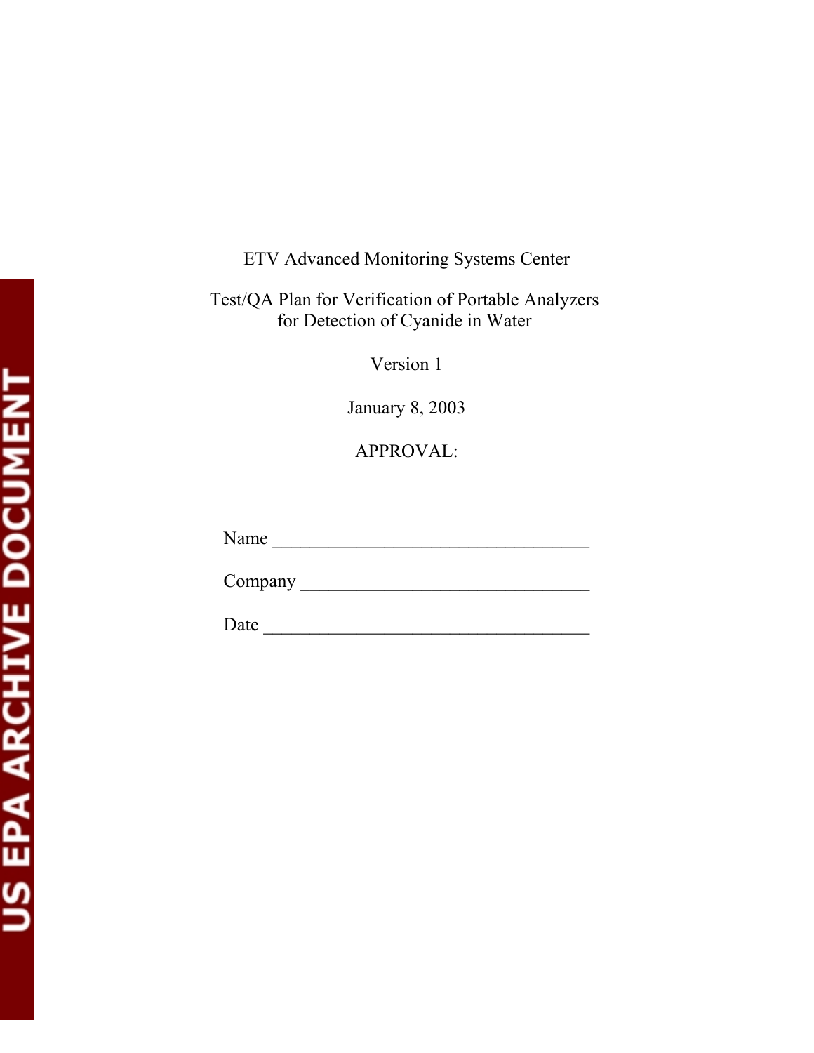ETV Advanced Monitoring Systems Center

Test/QA Plan for Verification of Portable Analyzers
for Detection of Cyanide in Water

Version 1

January 8, 2003

APPROVAL:

Name ___________________________________

Company ________________________________

Date ____________________________________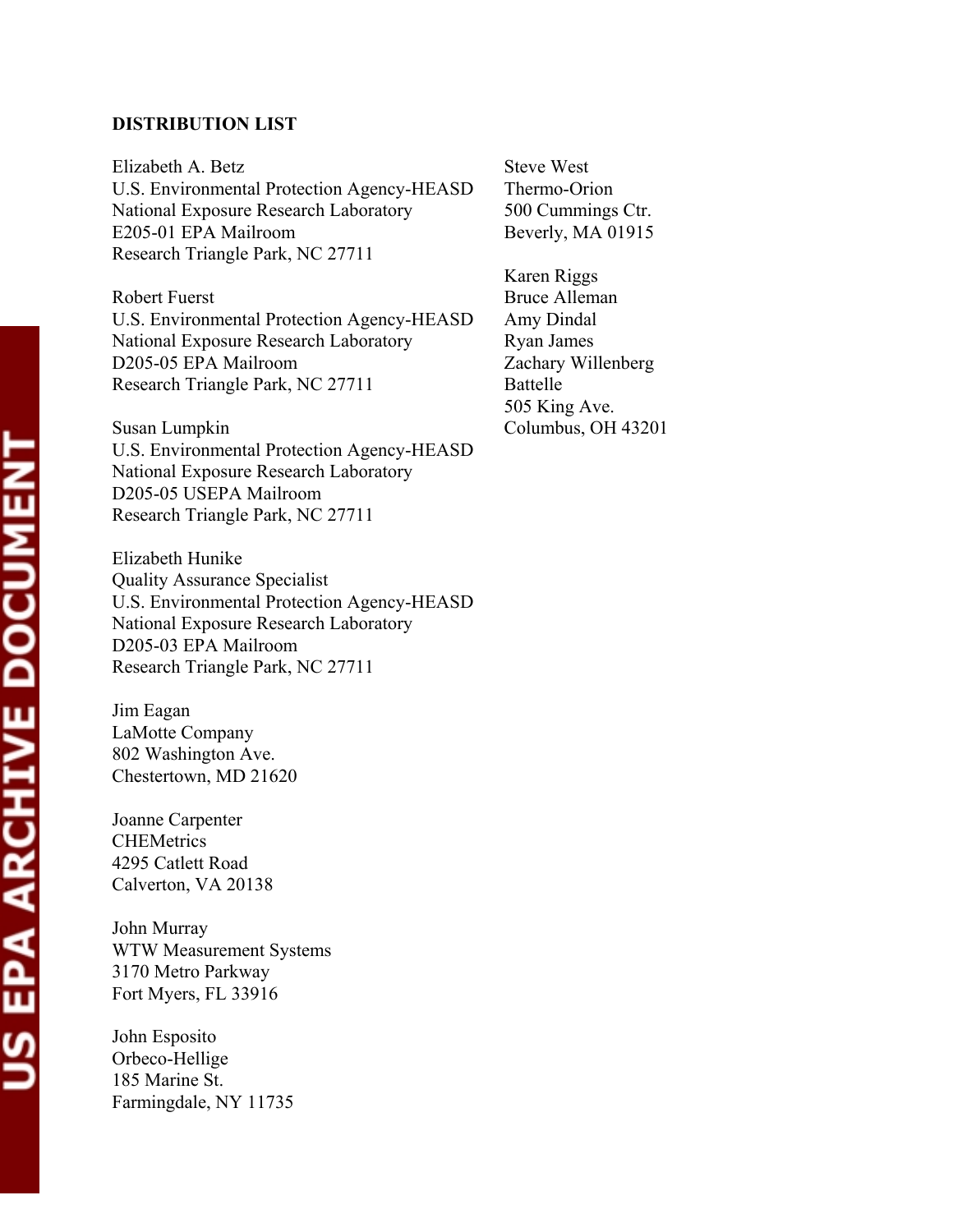**DISTRIBUTION LIST**

Elizabeth A. Betz
U.S. Environmental Protection Agency-HEASD
National Exposure Research Laboratory
E205-01 EPA Mailroom
Research Triangle Park, NC 27711

Robert Fuerst
U.S. Environmental Protection Agency-HEASD
National Exposure Research Laboratory
D205-05 EPA Mailroom
Research Triangle Park, NC 27711

Susan Lumpkin
U.S. Environmental Protection Agency-HEASD
National Exposure Research Laboratory
D205-05 USEPA Mailroom
Research Triangle Park, NC 27711

Elizabeth Hunike
Quality Assurance Specialist
U.S. Environmental Protection Agency-HEASD
National Exposure Research Laboratory
D205-03 EPA Mailroom
Research Triangle Park, NC 27711

Jim Eagan
LaMotte Company
802 Washington Ave.
Chestertown, MD 21620

Joanne Carpenter
CHEMetrics
4295 Catlett Road
Calverton, VA 20138

John Murray
WTW Measurement Systems
3170 Metro Parkway
Fort Myers, FL 33916

John Esposito
Orbeco-Hellige
185 Marine St.
Farmingdale, NY 11735

Steve West
Thermo-Orion
500 Cummings Ctr.
Beverly, MA 01915

Karen Riggs
Bruce Alleman
Amy Dindal
Ryan James
Zachary Willenberg
Battelle
505 King Ave.
Columbus, OH 43201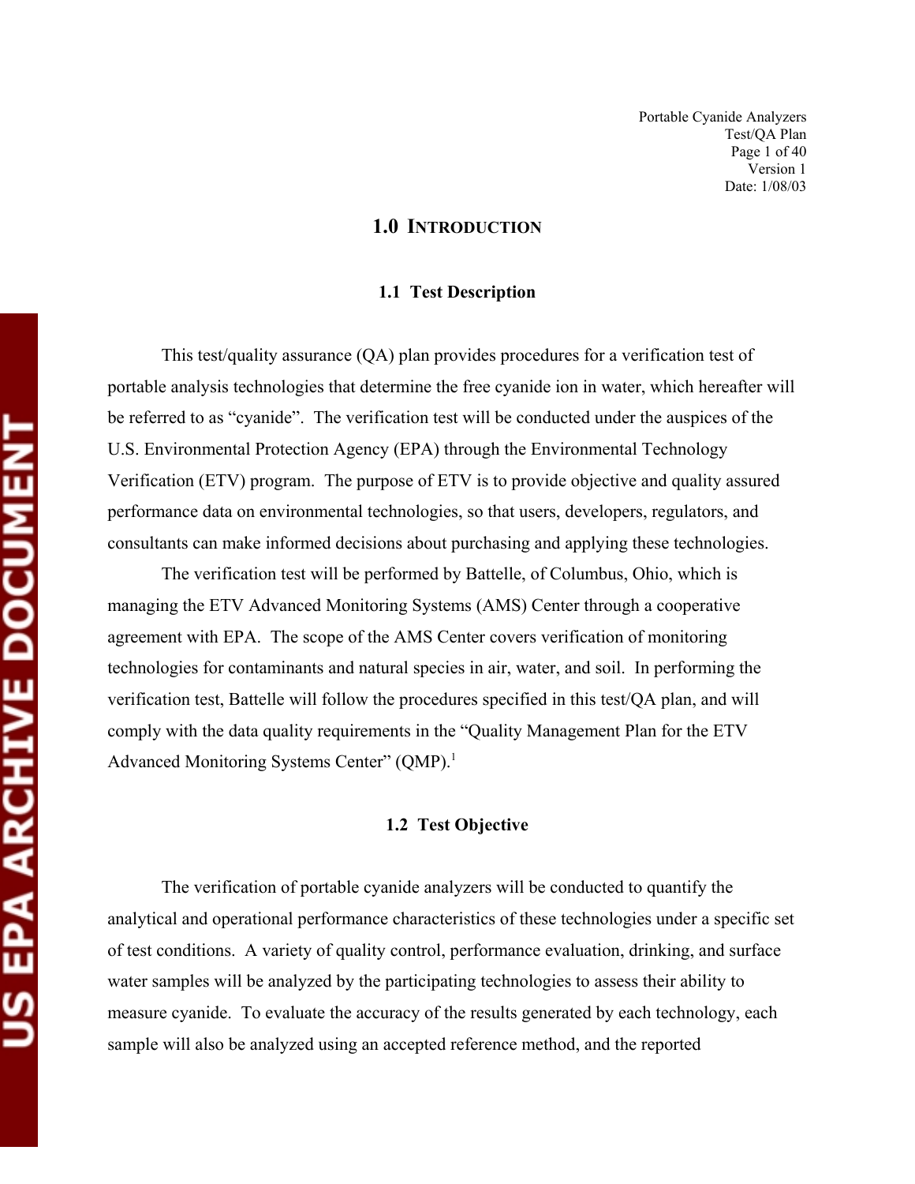# 1.0 INTRODUCTION

## 1.1 Test Description

This test/quality assurance (QA) plan provides procedures for a verification test of portable analysis technologies that determine the free cyanide ion in water, which hereafter will be referred to as "cyanide". The verification test will be conducted under the auspices of the U.S. Environmental Protection Agency (EPA) through the Environmental Technology Verification (ETV) program. The purpose of ETV is to provide objective and quality assured performance data on environmental technologies, so that users, developers, regulators, and consultants can make informed decisions about purchasing and applying these technologies.

The verification test will be performed by Battelle, of Columbus, Ohio, which is managing the ETV Advanced Monitoring Systems (AMS) Center through a cooperative agreement with EPA. The scope of the AMS Center covers verification of monitoring technologies for contaminants and natural species in air, water, and soil. In performing the verification test, Battelle will follow the procedures specified in this test/QA plan, and will comply with the data quality requirements in the "Quality Management Plan for the ETV Advanced Monitoring Systems Center" (QMP).[1]

## 1.2 Test Objective

The verification of portable cyanide analyzers will be conducted to quantify the analytical and operational performance characteristics of these technologies under a specific set of test conditions. A variety of quality control, performance evaluation, drinking, and surface water samples will be analyzed by the participating technologies to assess their ability to measure cyanide. To evaluate the accuracy of the results generated by each technology, each sample will also be analyzed using an accepted reference method, and the reported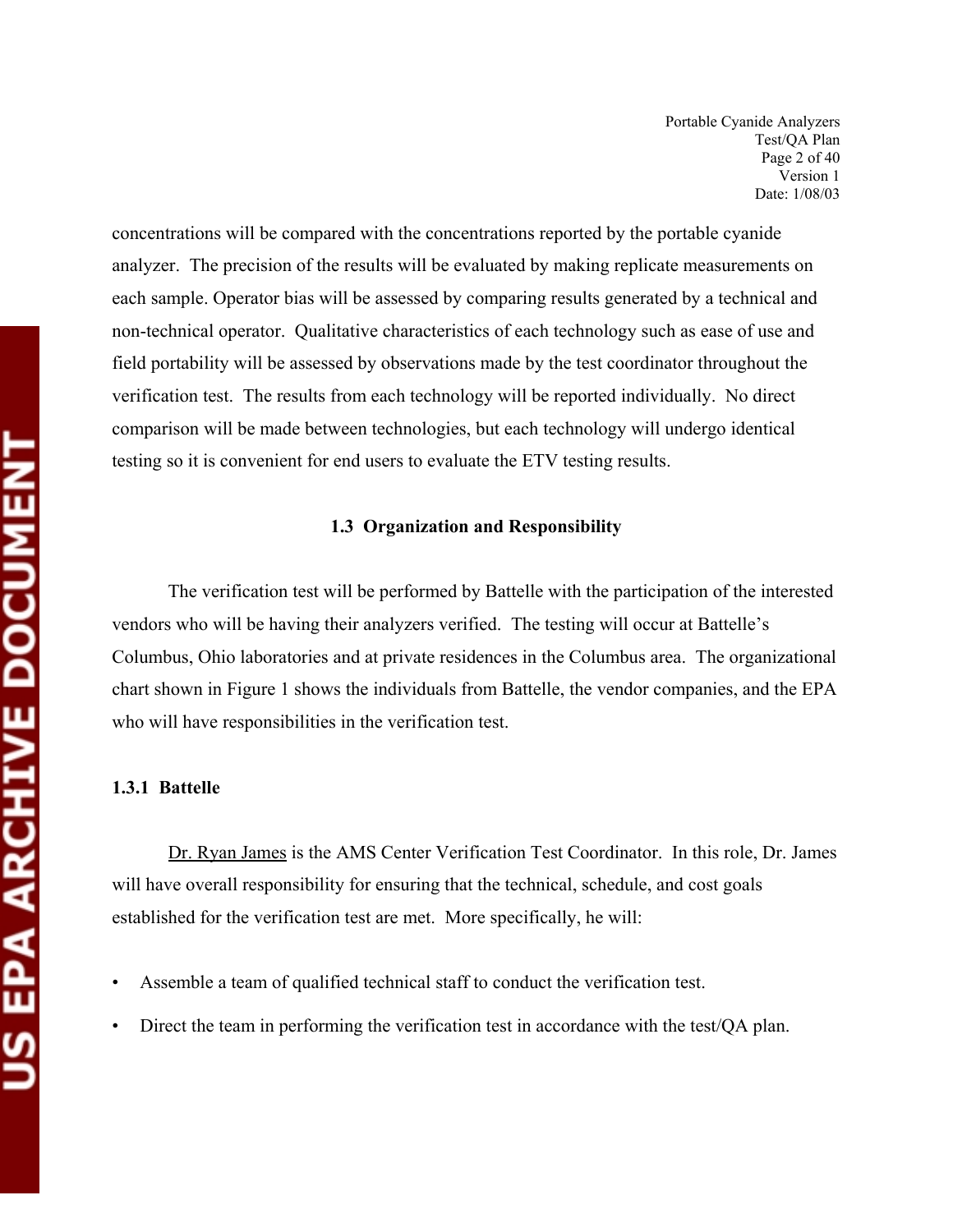concentrations will be compared with the concentrations reported by the portable cyanide analyzer. The precision of the results will be evaluated by making replicate measurements on each sample. Operator bias will be assessed by comparing results generated by a technical and non-technical operator. Qualitative characteristics of each technology such as ease of use and field portability will be assessed by observations made by the test coordinator throughout the verification test. The results from each technology will be reported individually. No direct comparison will be made between technologies, but each technology will undergo identical testing so it is convenient for end users to evaluate the ETV testing results.

## 1.3 Organization and Responsibility

The verification test will be performed by Battelle with the participation of the interested vendors who will be having their analyzers verified. The testing will occur at Battelle's Columbus, Ohio laboratories and at private residences in the Columbus area. The organizational chart shown in Figure 1 shows the individuals from Battelle, the vendor companies, and the EPA who will have responsibilities in the verification test.

### 1.3.1 Battelle

Dr. Ryan James is the AMS Center Verification Test Coordinator. In this role, Dr. James will have overall responsibility for ensuring that the technical, schedule, and cost goals established for the verification test are met. More specifically, he will:

- Assemble a team of qualified technical staff to conduct the verification test.
- Direct the team in performing the verification test in accordance with the test/QA plan.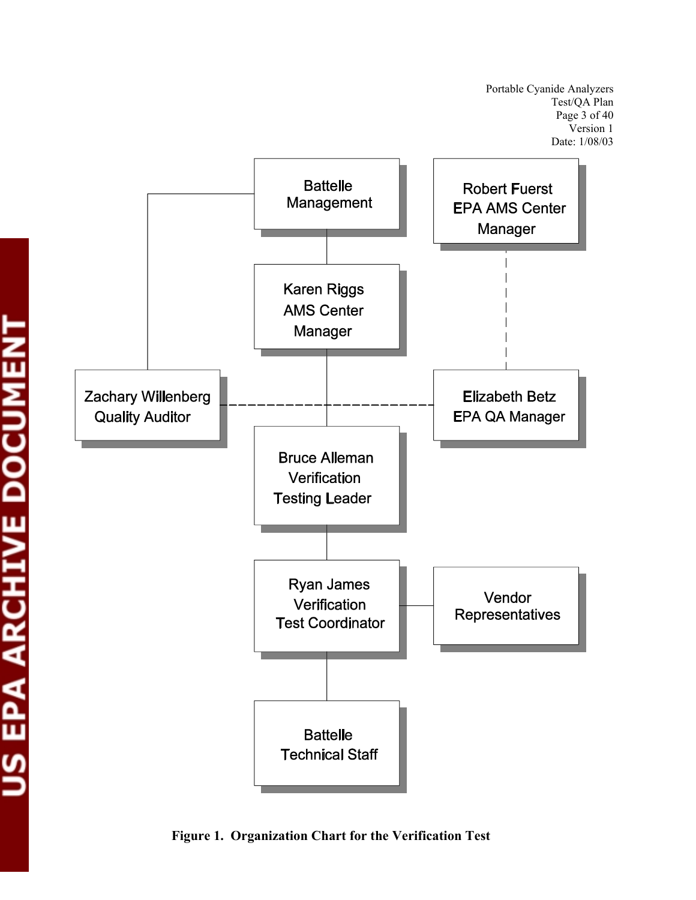Battelle Management

Karen Riggs
AMS Center Manager

Robert Fuerst
EPA AMS Center Manager

Zachary Willenberg
Quality Auditor

Elizabeth Betz
EPA QA Manager

Bruce Alleman
Verification Testing Leader

Ryan James
Verification Test Coordinator

Vendor Representatives

Battelle Technical Staff

**Figure 1. Organization Chart for the Verification Test**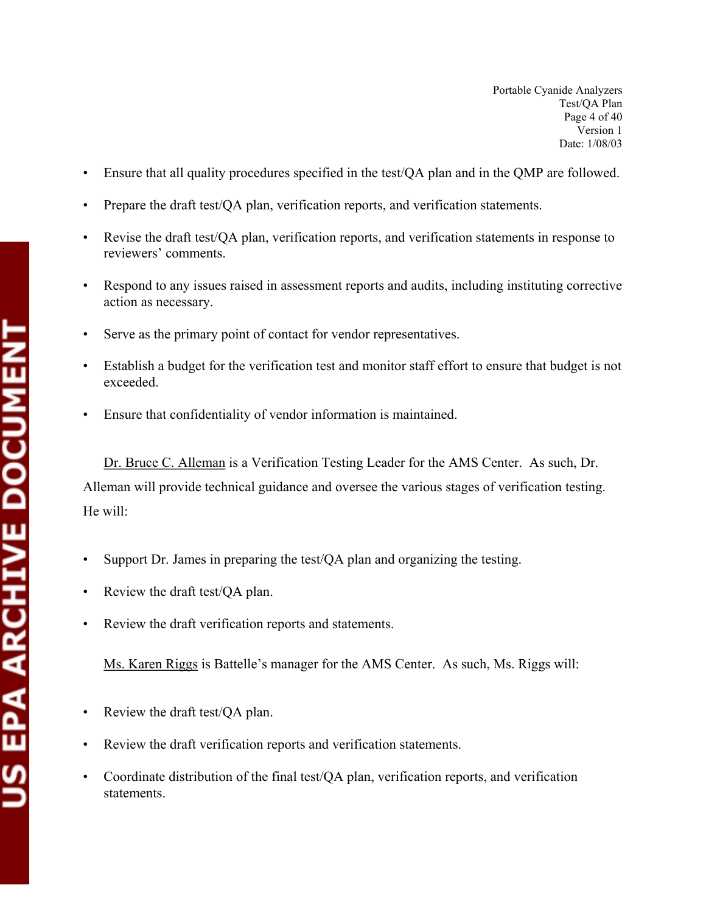- Ensure that all quality procedures specified in the test/QA plan and in the QMP are followed.
- Prepare the draft test/QA plan, verification reports, and verification statements.
- Revise the draft test/QA plan, verification reports, and verification statements in response to reviewers' comments.
- Respond to any issues raised in assessment reports and audits, including instituting corrective action as necessary.
- Serve as the primary point of contact for vendor representatives.
- Establish a budget for the verification test and monitor staff effort to ensure that budget is not exceeded.
- Ensure that confidentiality of vendor information is maintained.

Dr. Bruce C. Alleman is a Verification Testing Leader for the AMS Center. As such, Dr. Alleman will provide technical guidance and oversee the various stages of verification testing. He will:

- Support Dr. James in preparing the test/QA plan and organizing the testing.
- Review the draft test/QA plan.
- Review the draft verification reports and statements.

Ms. Karen Riggs is Battelle's manager for the AMS Center. As such, Ms. Riggs will:

- Review the draft test/QA plan.
- Review the draft verification reports and verification statements.
- Coordinate distribution of the final test/QA plan, verification reports, and verification statements.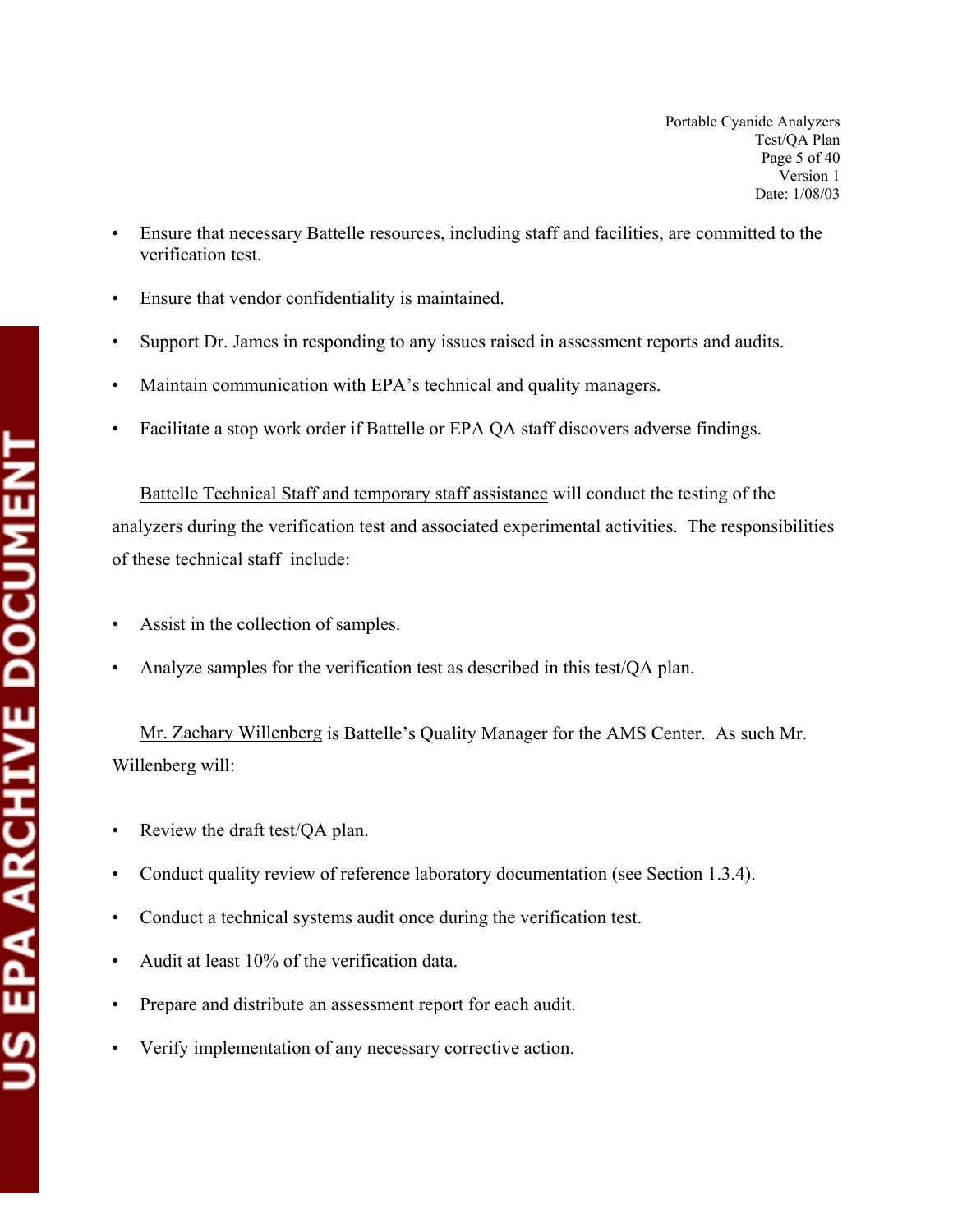- Ensure that necessary Battelle resources, including staff and facilities, are committed to the verification test.
- Ensure that vendor confidentiality is maintained.
- Support Dr. James in responding to any issues raised in assessment reports and audits.
- Maintain communication with EPA's technical and quality managers.
- Facilitate a stop work order if Battelle or EPA QA staff discovers adverse findings.

Battelle Technical Staff and temporary staff assistance will conduct the testing of the analyzers during the verification test and associated experimental activities. The responsibilities of these technical staff include:

- Assist in the collection of samples.
- Analyze samples for the verification test as described in this test/QA plan.

Mr. Zachary Willenberg is Battelle's Quality Manager for the AMS Center. As such Mr. Willenberg will:

- Review the draft test/QA plan.
- Conduct quality review of reference laboratory documentation (see Section 1.3.4).
- Conduct a technical systems audit once during the verification test.
- Audit at least 10% of the verification data.
- Prepare and distribute an assessment report for each audit.
- Verify implementation of any necessary corrective action.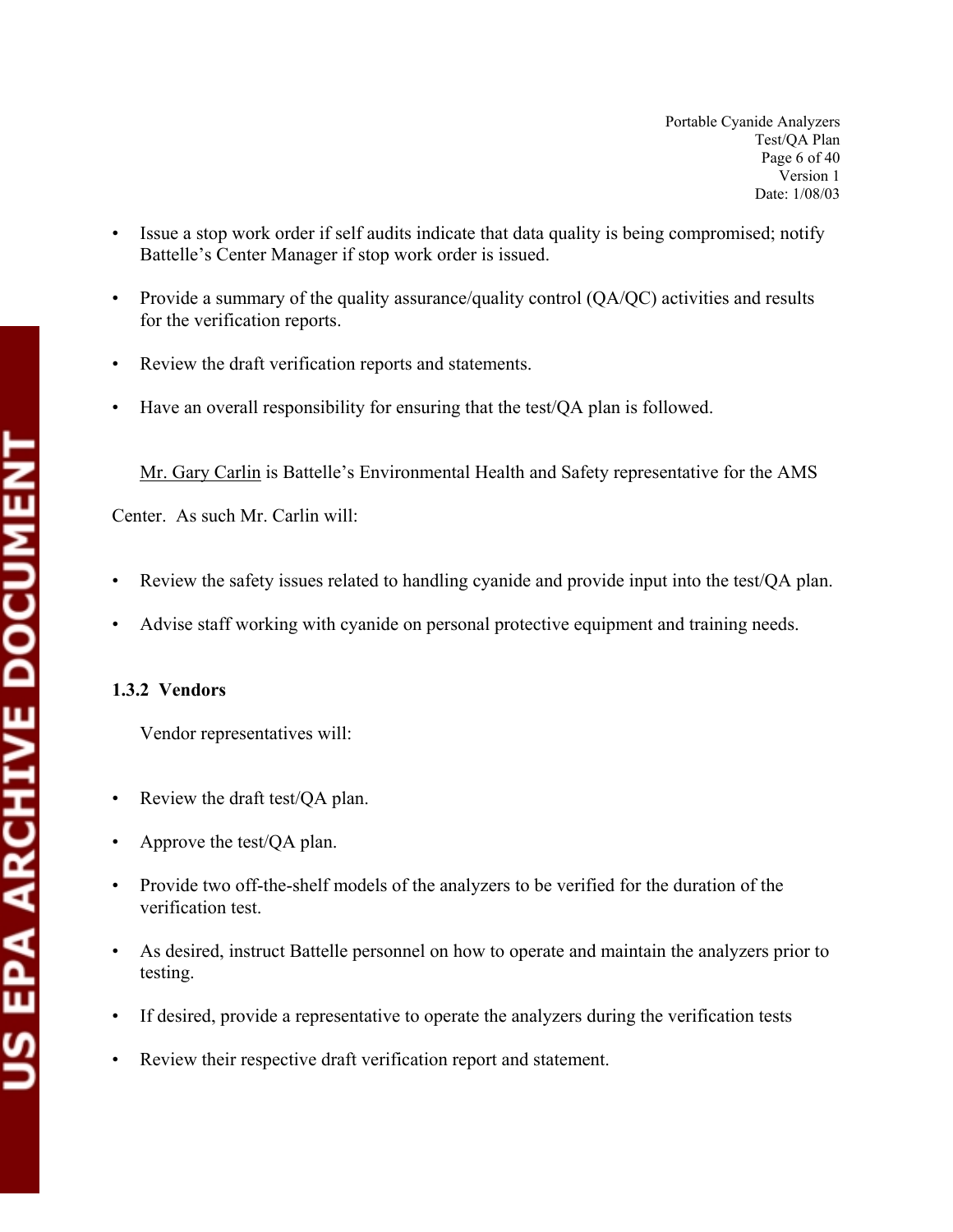- Issue a stop work order if self audits indicate that data quality is being compromised; notify Battelle's Center Manager if stop work order is issued.

- Provide a summary of the quality assurance/quality control (QA/QC) activities and results for the verification reports.

- Review the draft verification reports and statements.

- Have an overall responsibility for ensuring that the test/QA plan is followed.

Mr. Gary Carlin is Battelle's Environmental Health and Safety representative for the AMS Center. As such Mr. Carlin will:

- Review the safety issues related to handling cyanide and provide input into the test/QA plan.

- Advise staff working with cyanide on personal protective equipment and training needs.

### 1.3.2 Vendors

Vendor representatives will:

- Review the draft test/QA plan.

- Approve the test/QA plan.

- Provide two off-the-shelf models of the analyzers to be verified for the duration of the verification test.

- As desired, instruct Battelle personnel on how to operate and maintain the analyzers prior to testing.

- If desired, provide a representative to operate the analyzers during the verification tests

- Review their respective draft verification report and statement.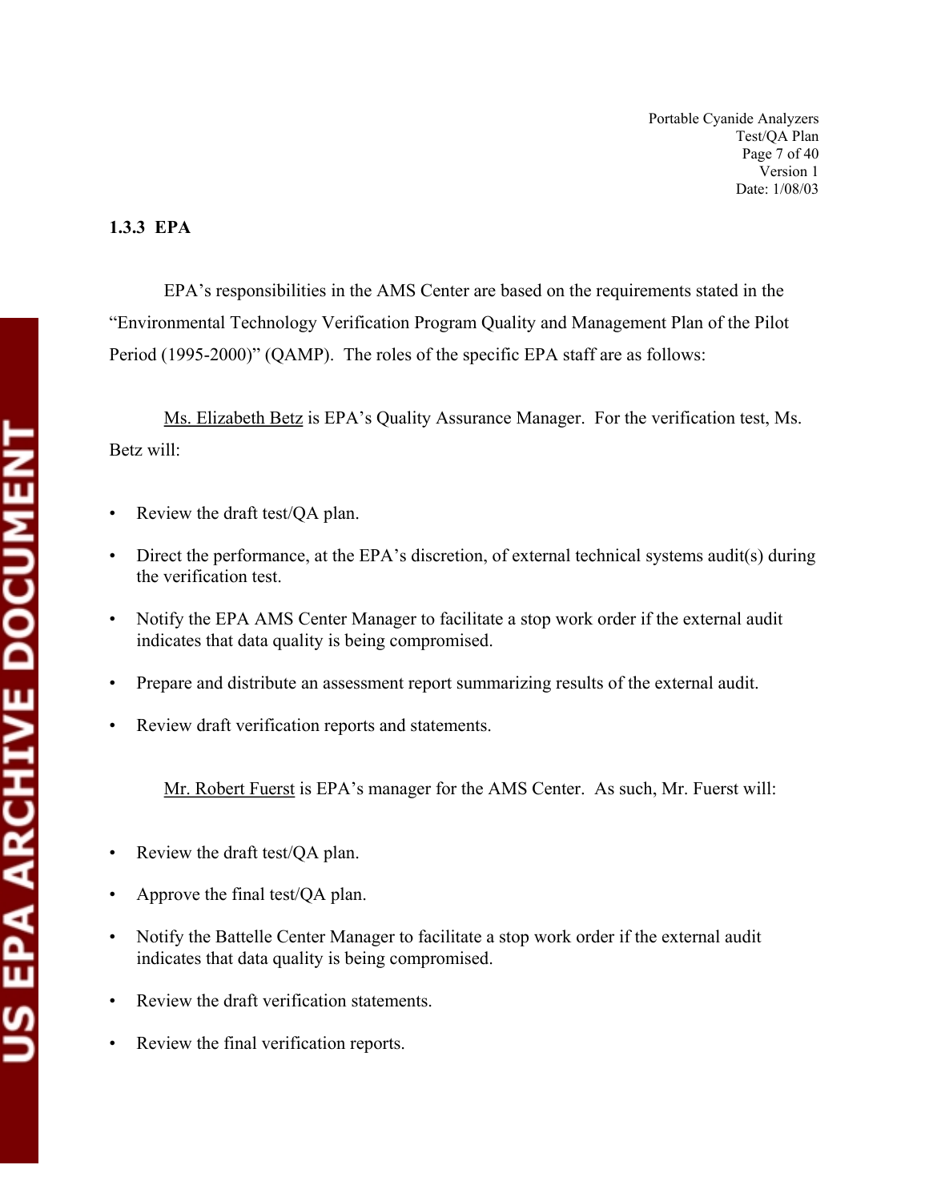### 1.3.3 EPA

EPA's responsibilities in the AMS Center are based on the requirements stated in the "Environmental Technology Verification Program Quality and Management Plan of the Pilot Period (1995-2000)" (QAMP). The roles of the specific EPA staff are as follows:

Ms. Elizabeth Betz is EPA's Quality Assurance Manager. For the verification test, Ms. Betz will:

- Review the draft test/QA plan.
- Direct the performance, at the EPA's discretion, of external technical systems audit(s) during the verification test.
- Notify the EPA AMS Center Manager to facilitate a stop work order if the external audit indicates that data quality is being compromised.
- Prepare and distribute an assessment report summarizing results of the external audit.
- Review draft verification reports and statements.

Mr. Robert Fuerst is EPA's manager for the AMS Center. As such, Mr. Fuerst will:

- Review the draft test/QA plan.
- Approve the final test/QA plan.
- Notify the Battelle Center Manager to facilitate a stop work order if the external audit indicates that data quality is being compromised.
- Review the draft verification statements.
- Review the final verification reports.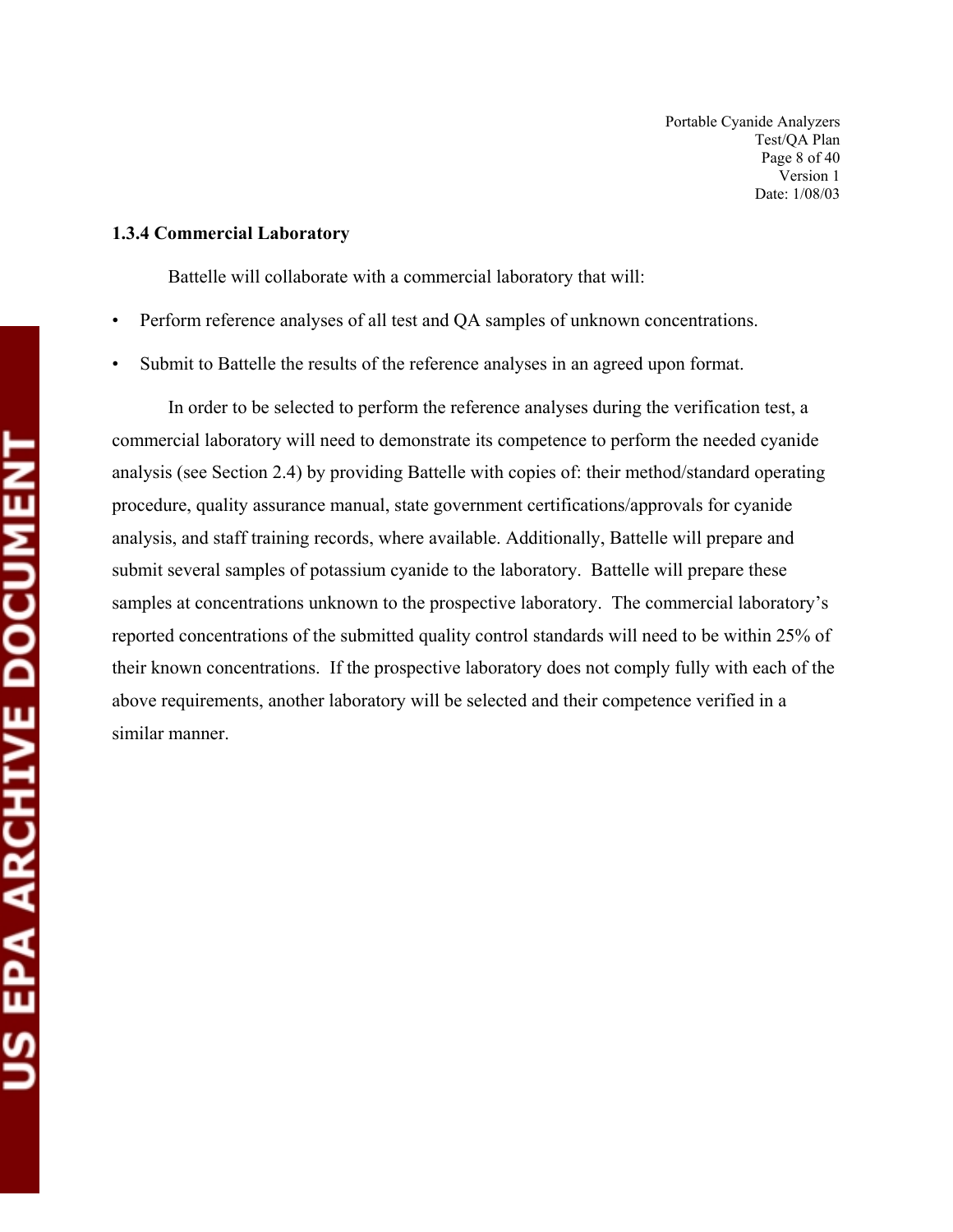### 1.3.4 Commercial Laboratory

Battelle will collaborate with a commercial laboratory that will:

- Perform reference analyses of all test and QA samples of unknown concentrations.
- Submit to Battelle the results of the reference analyses in an agreed upon format.

In order to be selected to perform the reference analyses during the verification test, a commercial laboratory will need to demonstrate its competence to perform the needed cyanide analysis (see Section 2.4) by providing Battelle with copies of: their method/standard operating procedure, quality assurance manual, state government certifications/approvals for cyanide analysis, and staff training records, where available. Additionally, Battelle will prepare and submit several samples of potassium cyanide to the laboratory. Battelle will prepare these samples at concentrations unknown to the prospective laboratory. The commercial laboratory's reported concentrations of the submitted quality control standards will need to be within 25% of their known concentrations. If the prospective laboratory does not comply fully with each of the above requirements, another laboratory will be selected and their competence verified in a similar manner.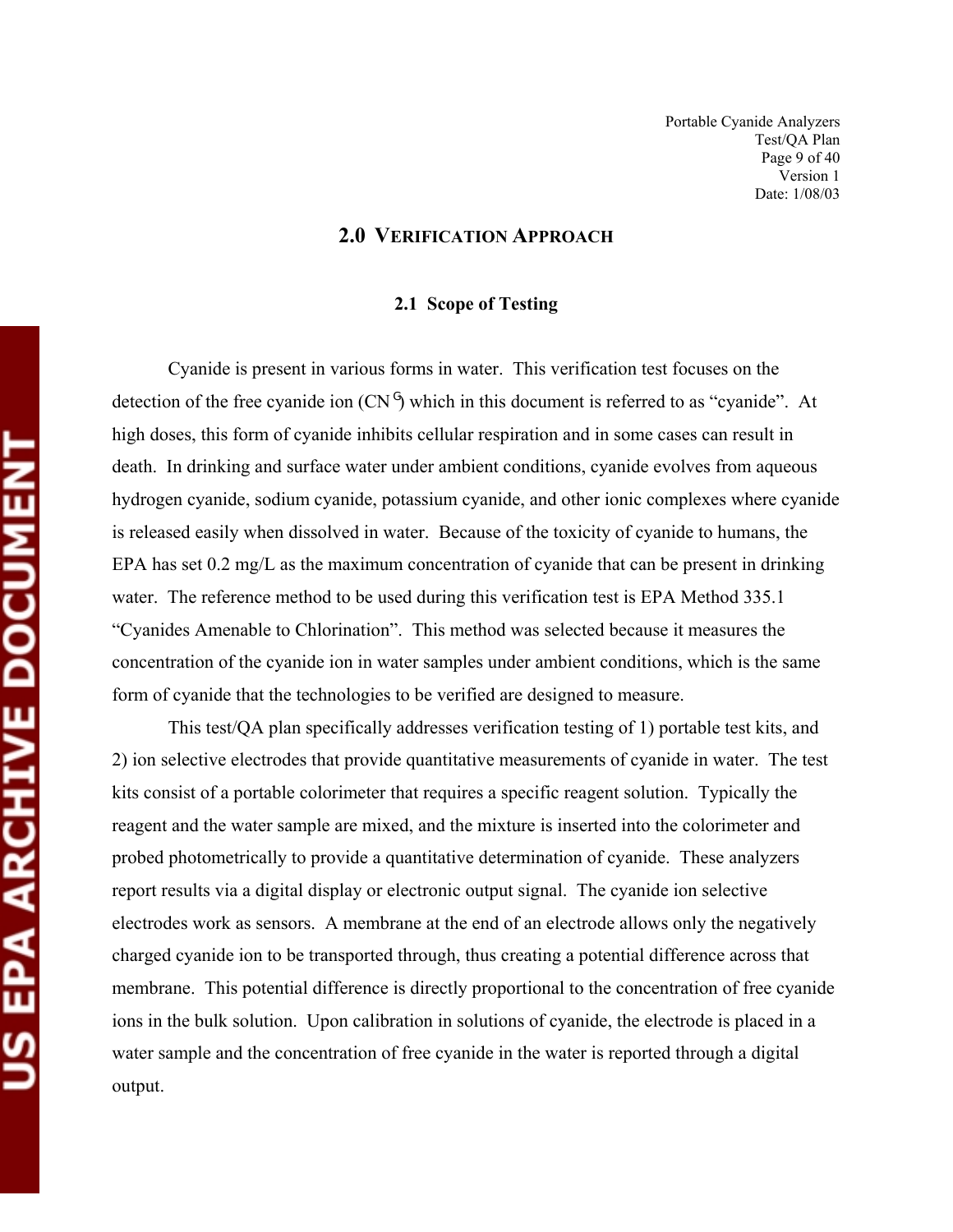# 2.0 VERIFICATION APPROACH

## 2.1 Scope of Testing

Cyanide is present in various forms in water. This verification test focuses on the detection of the free cyanide ion ($CN^-$) which in this document is referred to as "cyanide". At high doses, this form of cyanide inhibits cellular respiration and in some cases can result in death. In drinking and surface water under ambient conditions, cyanide evolves from aqueous hydrogen cyanide, sodium cyanide, potassium cyanide, and other ionic complexes where cyanide is released easily when dissolved in water. Because of the toxicity of cyanide to humans, the EPA has set 0.2 mg/L as the maximum concentration of cyanide that can be present in drinking water. The reference method to be used during this verification test is EPA Method 335.1 "Cyanides Amenable to Chlorination". This method was selected because it measures the concentration of the cyanide ion in water samples under ambient conditions, which is the same form of cyanide that the technologies to be verified are designed to measure.

This test/QA plan specifically addresses verification testing of 1) portable test kits, and 2) ion selective electrodes that provide quantitative measurements of cyanide in water. The test kits consist of a portable colorimeter that requires a specific reagent solution. Typically the reagent and the water sample are mixed, and the mixture is inserted into the colorimeter and probed photometrically to provide a quantitative determination of cyanide. These analyzers report results via a digital display or electronic output signal. The cyanide ion selective electrodes work as sensors. A membrane at the end of an electrode allows only the negatively charged cyanide ion to be transported through, thus creating a potential difference across that membrane. This potential difference is directly proportional to the concentration of free cyanide ions in the bulk solution. Upon calibration in solutions of cyanide, the electrode is placed in a water sample and the concentration of free cyanide in the water is reported through a digital output.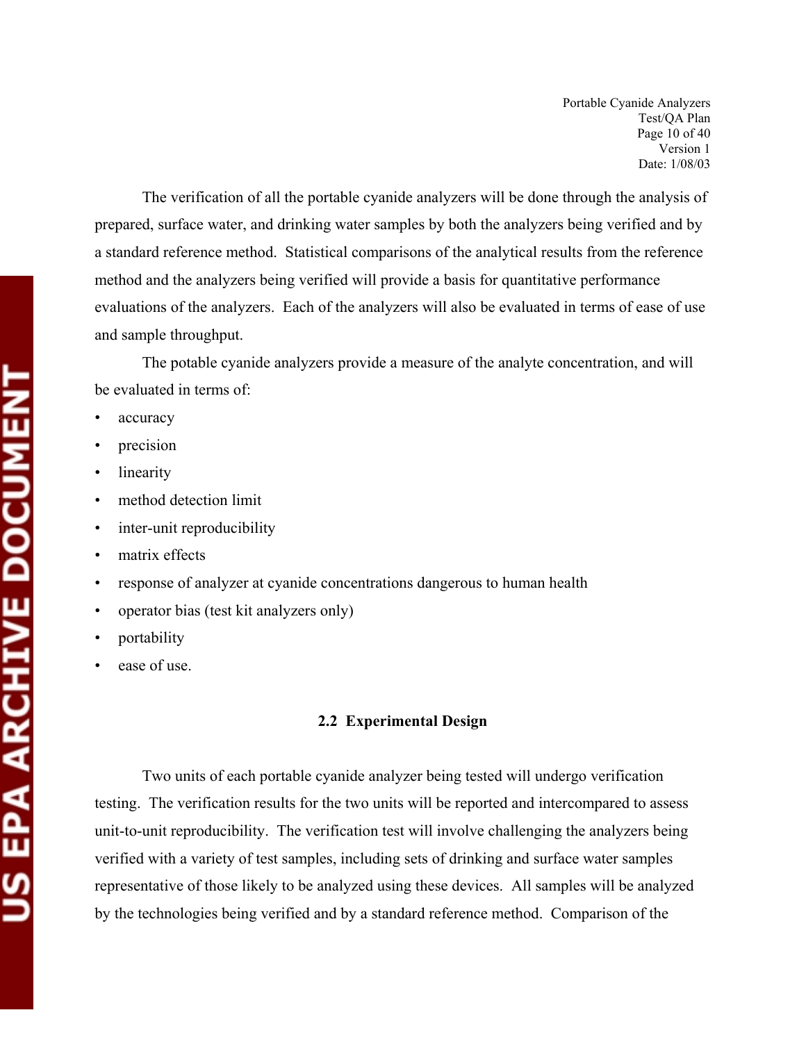The verification of all the portable cyanide analyzers will be done through the analysis of prepared, surface water, and drinking water samples by both the analyzers being verified and by a standard reference method. Statistical comparisons of the analytical results from the reference method and the analyzers being verified will provide a basis for quantitative performance evaluations of the analyzers. Each of the analyzers will also be evaluated in terms of ease of use and sample throughput.

The potable cyanide analyzers provide a measure of the analyte concentration, and will be evaluated in terms of:

- accuracy
- precision
- linearity
- method detection limit
- inter-unit reproducibility
- matrix effects
- response of analyzer at cyanide concentrations dangerous to human health
- operator bias (test kit analyzers only)
- portability
- ease of use.

### 2.2 Experimental Design

Two units of each portable cyanide analyzer being tested will undergo verification testing. The verification results for the two units will be reported and intercompared to assess unit-to-unit reproducibility. The verification test will involve challenging the analyzers being verified with a variety of test samples, including sets of drinking and surface water samples representative of those likely to be analyzed using these devices. All samples will be analyzed by the technologies being verified and by a standard reference method. Comparison of the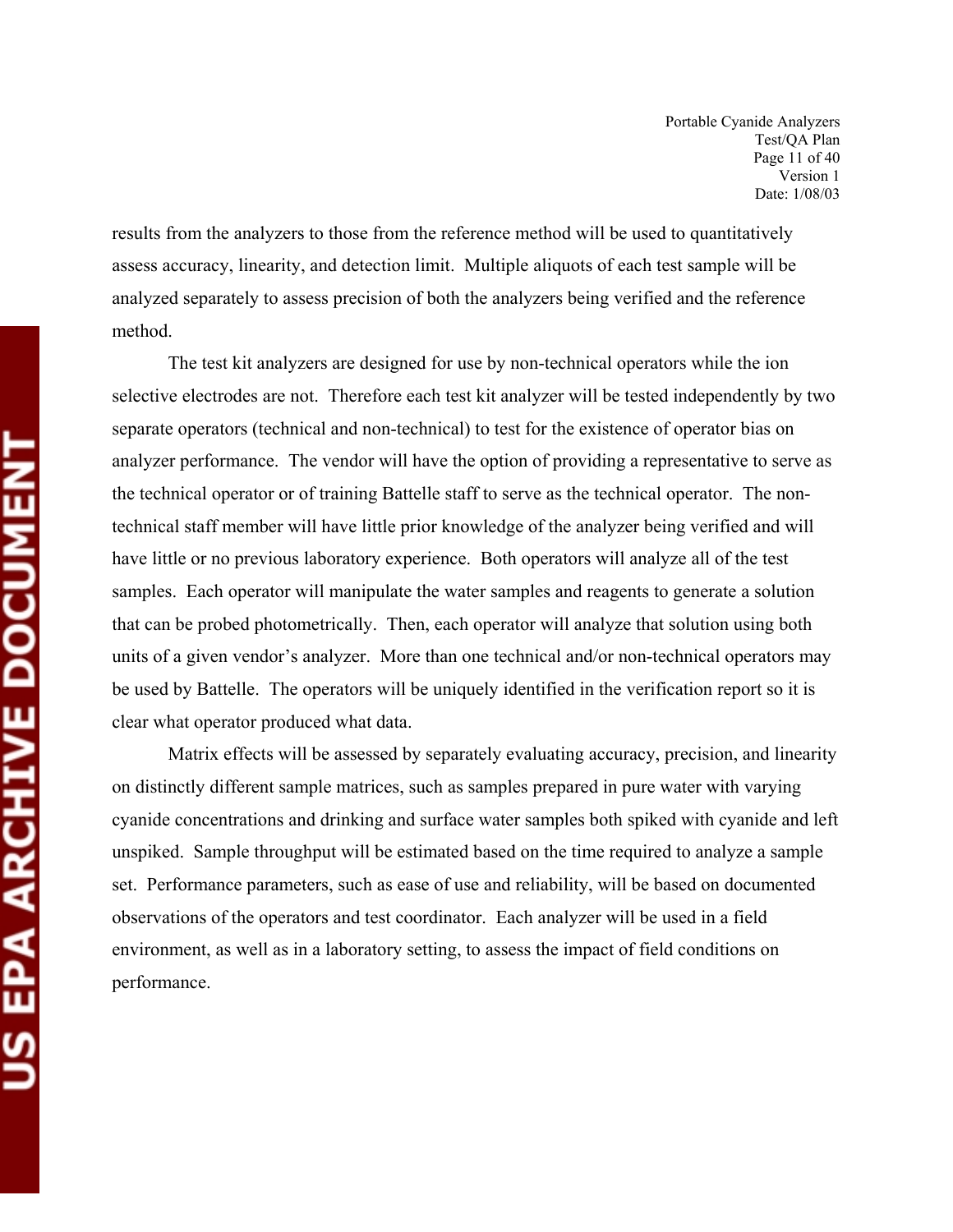results from the analyzers to those from the reference method will be used to quantitatively assess accuracy, linearity, and detection limit. Multiple aliquots of each test sample will be analyzed separately to assess precision of both the analyzers being verified and the reference method.

The test kit analyzers are designed for use by non-technical operators while the ion selective electrodes are not. Therefore each test kit analyzer will be tested independently by two separate operators (technical and non-technical) to test for the existence of operator bias on analyzer performance. The vendor will have the option of providing a representative to serve as the technical operator or of training Battelle staff to serve as the technical operator. The non-technical staff member will have little prior knowledge of the analyzer being verified and will have little or no previous laboratory experience. Both operators will analyze all of the test samples. Each operator will manipulate the water samples and reagents to generate a solution that can be probed photometrically. Then, each operator will analyze that solution using both units of a given vendor's analyzer. More than one technical and/or non-technical operators may be used by Battelle. The operators will be uniquely identified in the verification report so it is clear what operator produced what data.

Matrix effects will be assessed by separately evaluating accuracy, precision, and linearity on distinctly different sample matrices, such as samples prepared in pure water with varying cyanide concentrations and drinking and surface water samples both spiked with cyanide and left unspiked. Sample throughput will be estimated based on the time required to analyze a sample set. Performance parameters, such as ease of use and reliability, will be based on documented observations of the operators and test coordinator. Each analyzer will be used in a field environment, as well as in a laboratory setting, to assess the impact of field conditions on performance.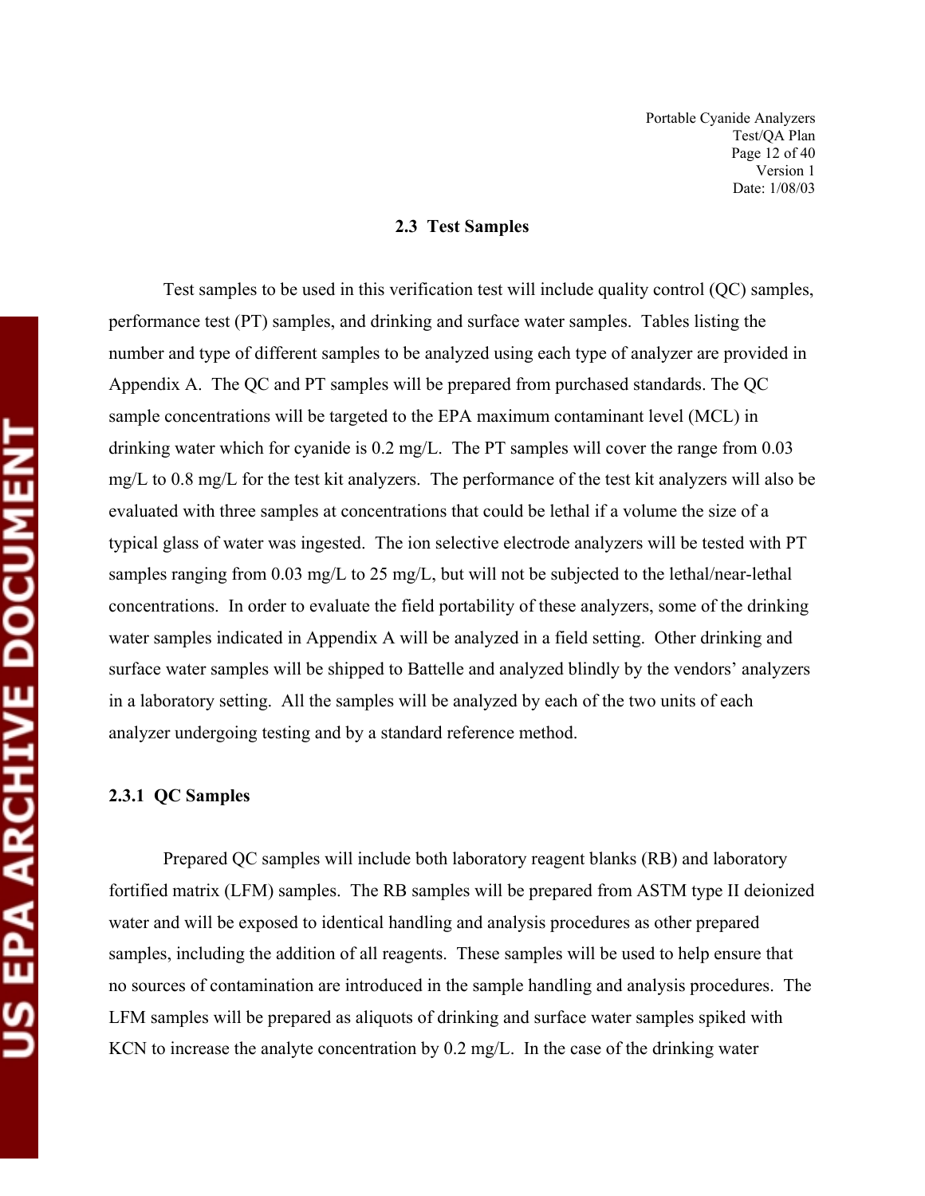## 2.3 Test Samples

Test samples to be used in this verification test will include quality control (QC) samples, performance test (PT) samples, and drinking and surface water samples. Tables listing the number and type of different samples to be analyzed using each type of analyzer are provided in Appendix A. The QC and PT samples will be prepared from purchased standards. The QC sample concentrations will be targeted to the EPA maximum contaminant level (MCL) in drinking water which for cyanide is 0.2 mg/L. The PT samples will cover the range from 0.03 mg/L to 0.8 mg/L for the test kit analyzers. The performance of the test kit analyzers will also be evaluated with three samples at concentrations that could be lethal if a volume the size of a typical glass of water was ingested. The ion selective electrode analyzers will be tested with PT samples ranging from 0.03 mg/L to 25 mg/L, but will not be subjected to the lethal/near-lethal concentrations. In order to evaluate the field portability of these analyzers, some of the drinking water samples indicated in Appendix A will be analyzed in a field setting. Other drinking and surface water samples will be shipped to Battelle and analyzed blindly by the vendors' analyzers in a laboratory setting. All the samples will be analyzed by each of the two units of each analyzer undergoing testing and by a standard reference method.

### 2.3.1 QC Samples

Prepared QC samples will include both laboratory reagent blanks (RB) and laboratory fortified matrix (LFM) samples. The RB samples will be prepared from ASTM type II deionized water and will be exposed to identical handling and analysis procedures as other prepared samples, including the addition of all reagents. These samples will be used to help ensure that no sources of contamination are introduced in the sample handling and analysis procedures. The LFM samples will be prepared as aliquots of drinking and surface water samples spiked with KCN to increase the analyte concentration by 0.2 mg/L. In the case of the drinking water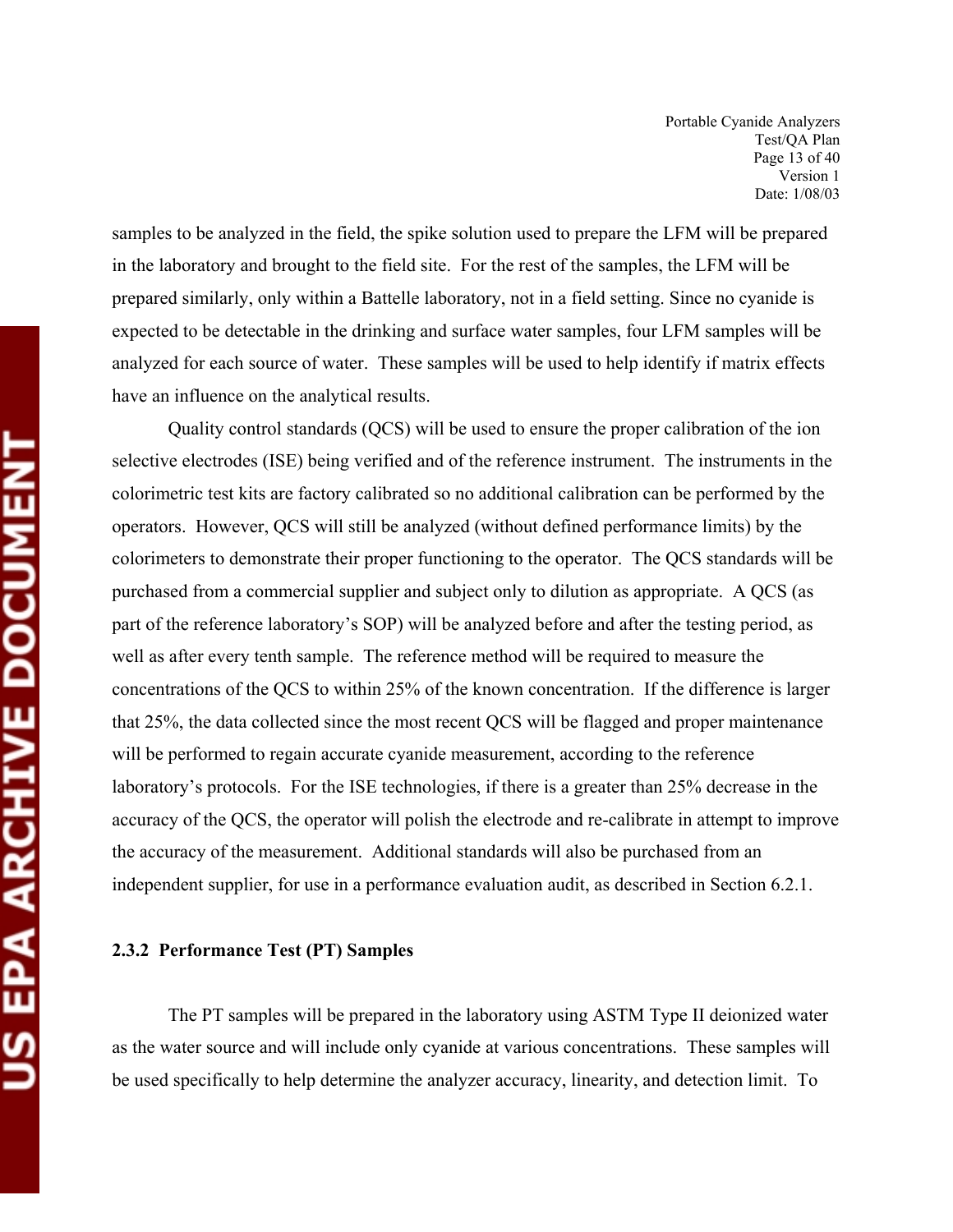samples to be analyzed in the field, the spike solution used to prepare the LFM will be prepared in the laboratory and brought to the field site. For the rest of the samples, the LFM will be prepared similarly, only within a Battelle laboratory, not in a field setting. Since no cyanide is expected to be detectable in the drinking and surface water samples, four LFM samples will be analyzed for each source of water. These samples will be used to help identify if matrix effects have an influence on the analytical results.

Quality control standards (QCS) will be used to ensure the proper calibration of the ion selective electrodes (ISE) being verified and of the reference instrument. The instruments in the colorimetric test kits are factory calibrated so no additional calibration can be performed by the operators. However, QCS will still be analyzed (without defined performance limits) by the colorimeters to demonstrate their proper functioning to the operator. The QCS standards will be purchased from a commercial supplier and subject only to dilution as appropriate. A QCS (as part of the reference laboratory's SOP) will be analyzed before and after the testing period, as well as after every tenth sample. The reference method will be required to measure the concentrations of the QCS to within 25% of the known concentration. If the difference is larger that 25%, the data collected since the most recent QCS will be flagged and proper maintenance will be performed to regain accurate cyanide measurement, according to the reference laboratory's protocols. For the ISE technologies, if there is a greater than 25% decrease in the accuracy of the QCS, the operator will polish the electrode and re-calibrate in attempt to improve the accuracy of the measurement. Additional standards will also be purchased from an independent supplier, for use in a performance evaluation audit, as described in Section 6.2.1.

### 2.3.2 Performance Test (PT) Samples

The PT samples will be prepared in the laboratory using ASTM Type II deionized water as the water source and will include only cyanide at various concentrations. These samples will be used specifically to help determine the analyzer accuracy, linearity, and detection limit. To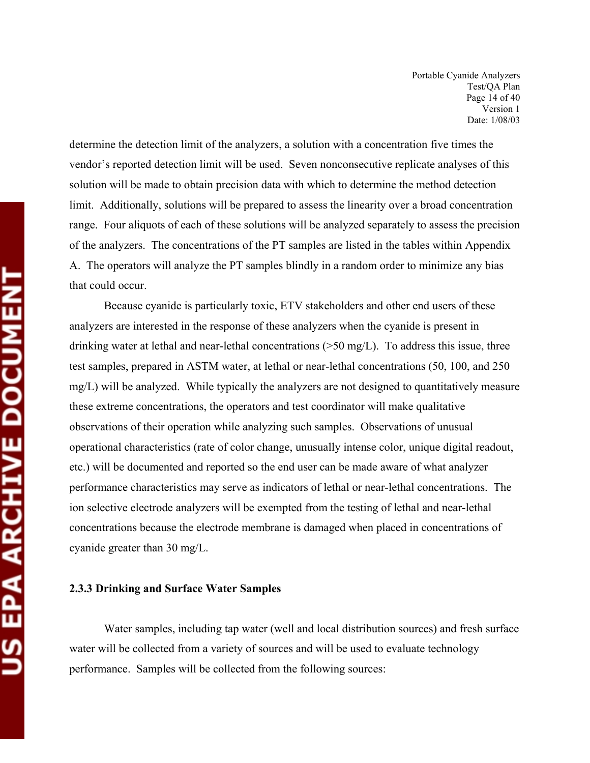determine the detection limit of the analyzers, a solution with a concentration five times the vendor's reported detection limit will be used. Seven nonconsecutive replicate analyses of this solution will be made to obtain precision data with which to determine the method detection limit. Additionally, solutions will be prepared to assess the linearity over a broad concentration range. Four aliquots of each of these solutions will be analyzed separately to assess the precision of the analyzers. The concentrations of the PT samples are listed in the tables within Appendix A. The operators will analyze the PT samples blindly in a random order to minimize any bias that could occur.

Because cyanide is particularly toxic, ETV stakeholders and other end users of these analyzers are interested in the response of these analyzers when the cyanide is present in drinking water at lethal and near-lethal concentrations (>50 mg/L). To address this issue, three test samples, prepared in ASTM water, at lethal or near-lethal concentrations (50, 100, and 250 mg/L) will be analyzed. While typically the analyzers are not designed to quantitatively measure these extreme concentrations, the operators and test coordinator will make qualitative observations of their operation while analyzing such samples. Observations of unusual operational characteristics (rate of color change, unusually intense color, unique digital readout, etc.) will be documented and reported so the end user can be made aware of what analyzer performance characteristics may serve as indicators of lethal or near-lethal concentrations. The ion selective electrode analyzers will be exempted from the testing of lethal and near-lethal concentrations because the electrode membrane is damaged when placed in concentrations of cyanide greater than 30 mg/L.

### 2.3.3 Drinking and Surface Water Samples

Water samples, including tap water (well and local distribution sources) and fresh surface water will be collected from a variety of sources and will be used to evaluate technology performance. Samples will be collected from the following sources: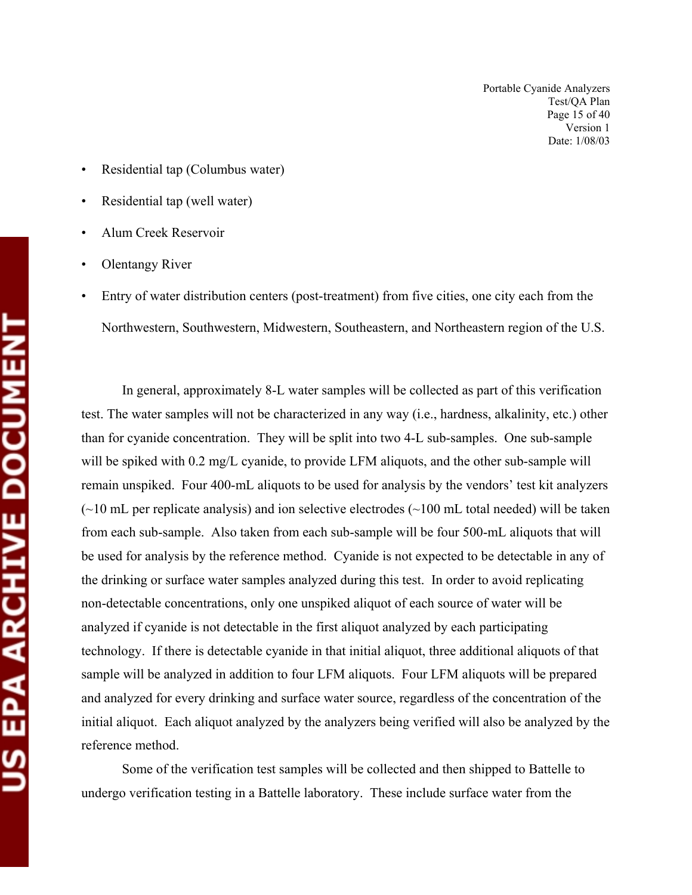- Residential tap (Columbus water)
- Residential tap (well water)
- Alum Creek Reservoir
- Olentangy River
- Entry of water distribution centers (post-treatment) from five cities, one city each from the Northwestern, Southwestern, Midwestern, Southeastern, and Northeastern region of the U.S.

In general, approximately 8-L water samples will be collected as part of this verification test. The water samples will not be characterized in any way (i.e., hardness, alkalinity, etc.) other than for cyanide concentration. They will be split into two 4-L sub-samples. One sub-sample will be spiked with 0.2 mg/L cyanide, to provide LFM aliquots, and the other sub-sample will remain unspiked. Four 400-mL aliquots to be used for analysis by the vendors' test kit analyzers (~10 mL per replicate analysis) and ion selective electrodes (~100 mL total needed) will be taken from each sub-sample. Also taken from each sub-sample will be four 500-mL aliquots that will be used for analysis by the reference method. Cyanide is not expected to be detectable in any of the drinking or surface water samples analyzed during this test. In order to avoid replicating non-detectable concentrations, only one unspiked aliquot of each source of water will be analyzed if cyanide is not detectable in the first aliquot analyzed by each participating technology. If there is detectable cyanide in that initial aliquot, three additional aliquots of that sample will be analyzed in addition to four LFM aliquots. Four LFM aliquots will be prepared and analyzed for every drinking and surface water source, regardless of the concentration of the initial aliquot. Each aliquot analyzed by the analyzers being verified will also be analyzed by the reference method.

Some of the verification test samples will be collected and then shipped to Battelle to undergo verification testing in a Battelle laboratory. These include surface water from the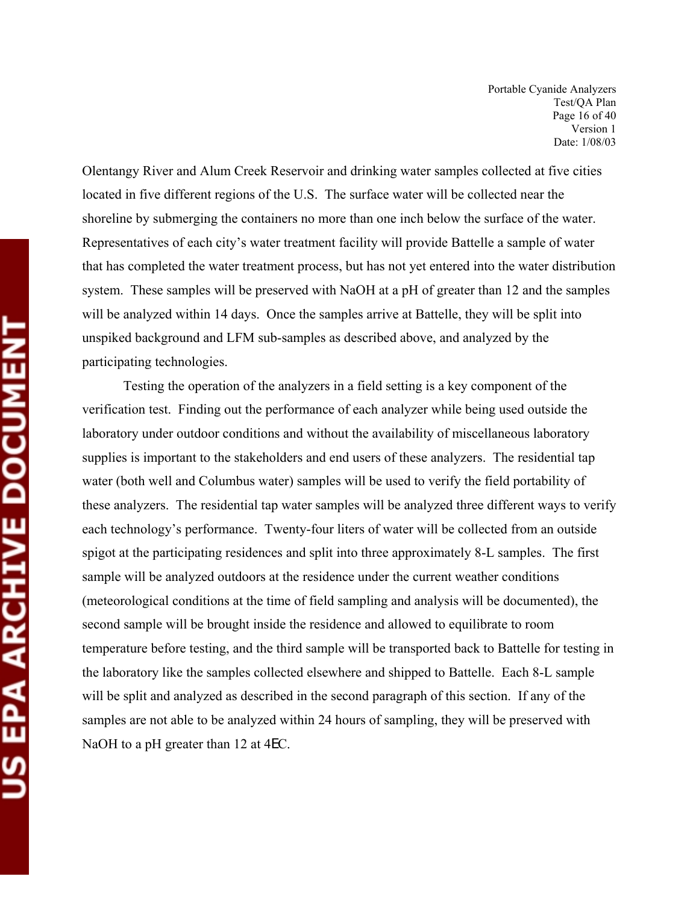Olentangy River and Alum Creek Reservoir and drinking water samples collected at five cities located in five different regions of the U.S. The surface water will be collected near the shoreline by submerging the containers no more than one inch below the surface of the water. Representatives of each city's water treatment facility will provide Battelle a sample of water that has completed the water treatment process, but has not yet entered into the water distribution system. These samples will be preserved with NaOH at a pH of greater than 12 and the samples will be analyzed within 14 days. Once the samples arrive at Battelle, they will be split into unspiked background and LFM sub-samples as described above, and analyzed by the participating technologies.

Testing the operation of the analyzers in a field setting is a key component of the verification test. Finding out the performance of each analyzer while being used outside the laboratory under outdoor conditions and without the availability of miscellaneous laboratory supplies is important to the stakeholders and end users of these analyzers. The residential tap water (both well and Columbus water) samples will be used to verify the field portability of these analyzers. The residential tap water samples will be analyzed three different ways to verify each technology's performance. Twenty-four liters of water will be collected from an outside spigot at the participating residences and split into three approximately 8-L samples. The first sample will be analyzed outdoors at the residence under the current weather conditions (meteorological conditions at the time of field sampling and analysis will be documented), the second sample will be brought inside the residence and allowed to equilibrate to room temperature before testing, and the third sample will be transported back to Battelle for testing in the laboratory like the samples collected elsewhere and shipped to Battelle. Each 8-L sample will be split and analyzed as described in the second paragraph of this section. If any of the samples are not able to be analyzed within 24 hours of sampling, they will be preserved with NaOH to a pH greater than 12 at 4°C.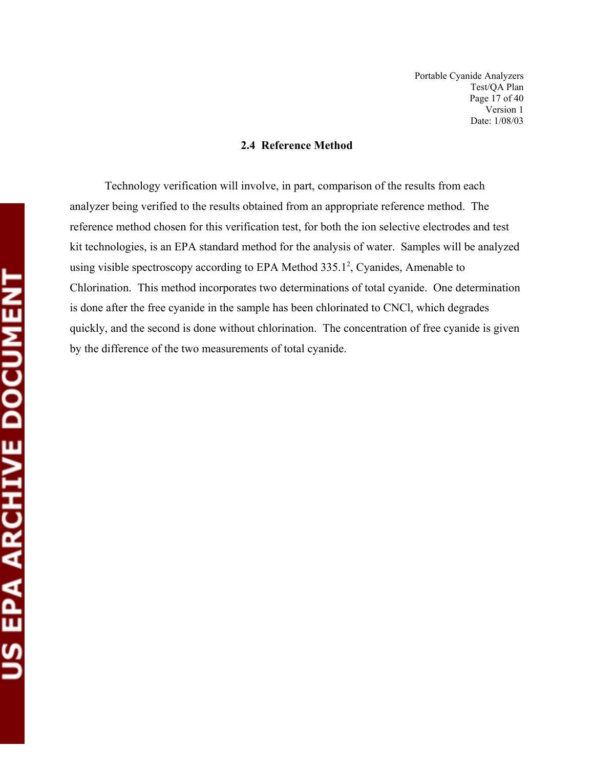## 2.4 Reference Method

Technology verification will involve, in part, comparison of the results from each analyzer being verified to the results obtained from an appropriate reference method. The reference method chosen for this verification test, for both the ion selective electrodes and test kit technologies, is an EPA standard method for the analysis of water. Samples will be analyzed using visible spectroscopy according to EPA Method 335.1[2], Cyanides, Amenable to Chlorination. This method incorporates two determinations of total cyanide. One determination is done after the free cyanide in the sample has been chlorinated to CNCl, which degrades quickly, and the second is done without chlorination. The concentration of free cyanide is given by the difference of the two measurements of total cyanide.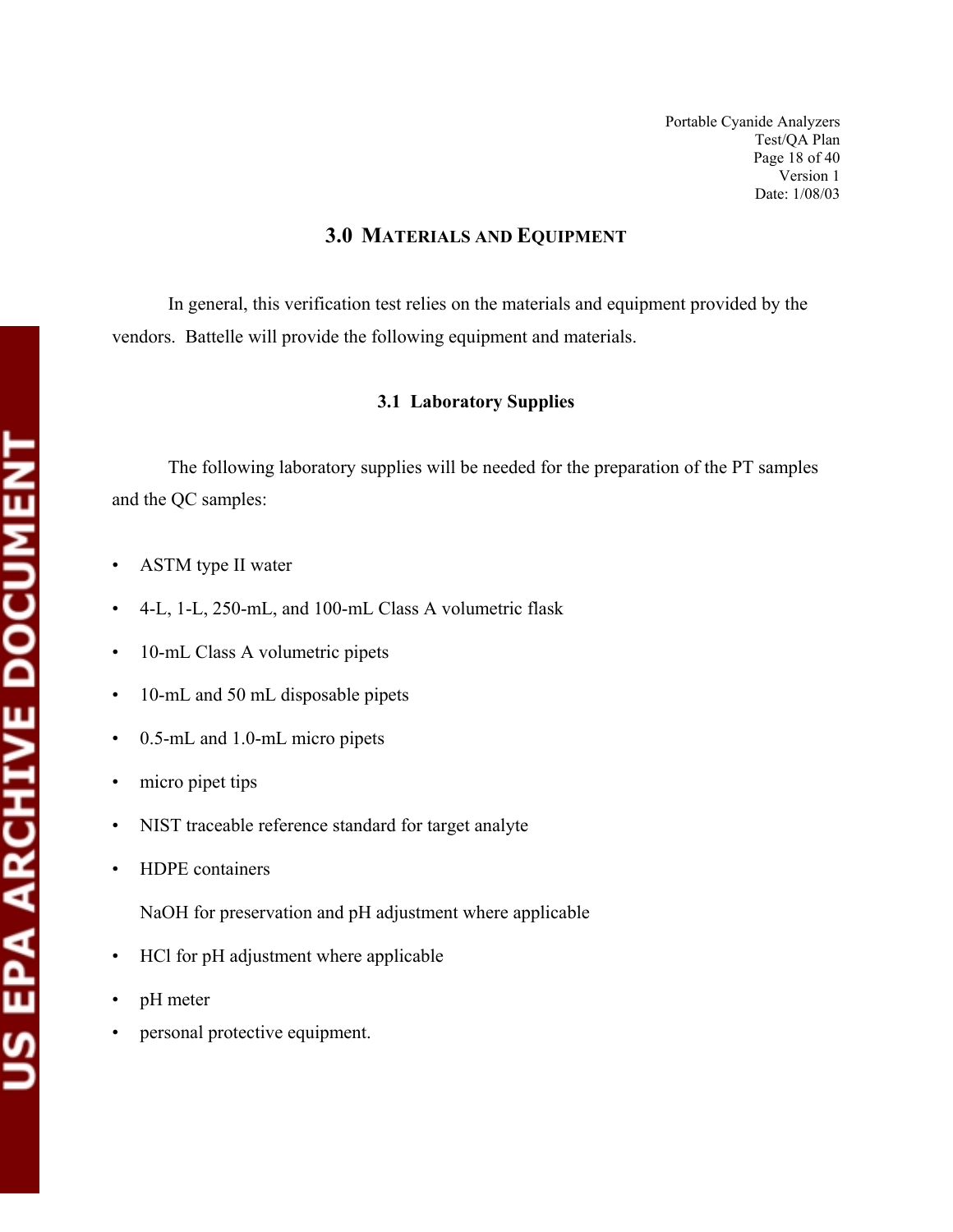# 3.0 Materials and Equipment

In general, this verification test relies on the materials and equipment provided by the vendors. Battelle will provide the following equipment and materials.

## 3.1 Laboratory Supplies

The following laboratory supplies will be needed for the preparation of the PT samples and the QC samples:

- ASTM type II water
- 4-L, 1-L, 250-mL, and 100-mL Class A volumetric flask
- 10-mL Class A volumetric pipets
- 10-mL and 50 mL disposable pipets
- 0.5-mL and 1.0-mL micro pipets
- micro pipet tips
- NIST traceable reference standard for target analyte
- HDPE containers

  NaOH for preservation and pH adjustment where applicable
- HCl for pH adjustment where applicable
- pH meter
- personal protective equipment.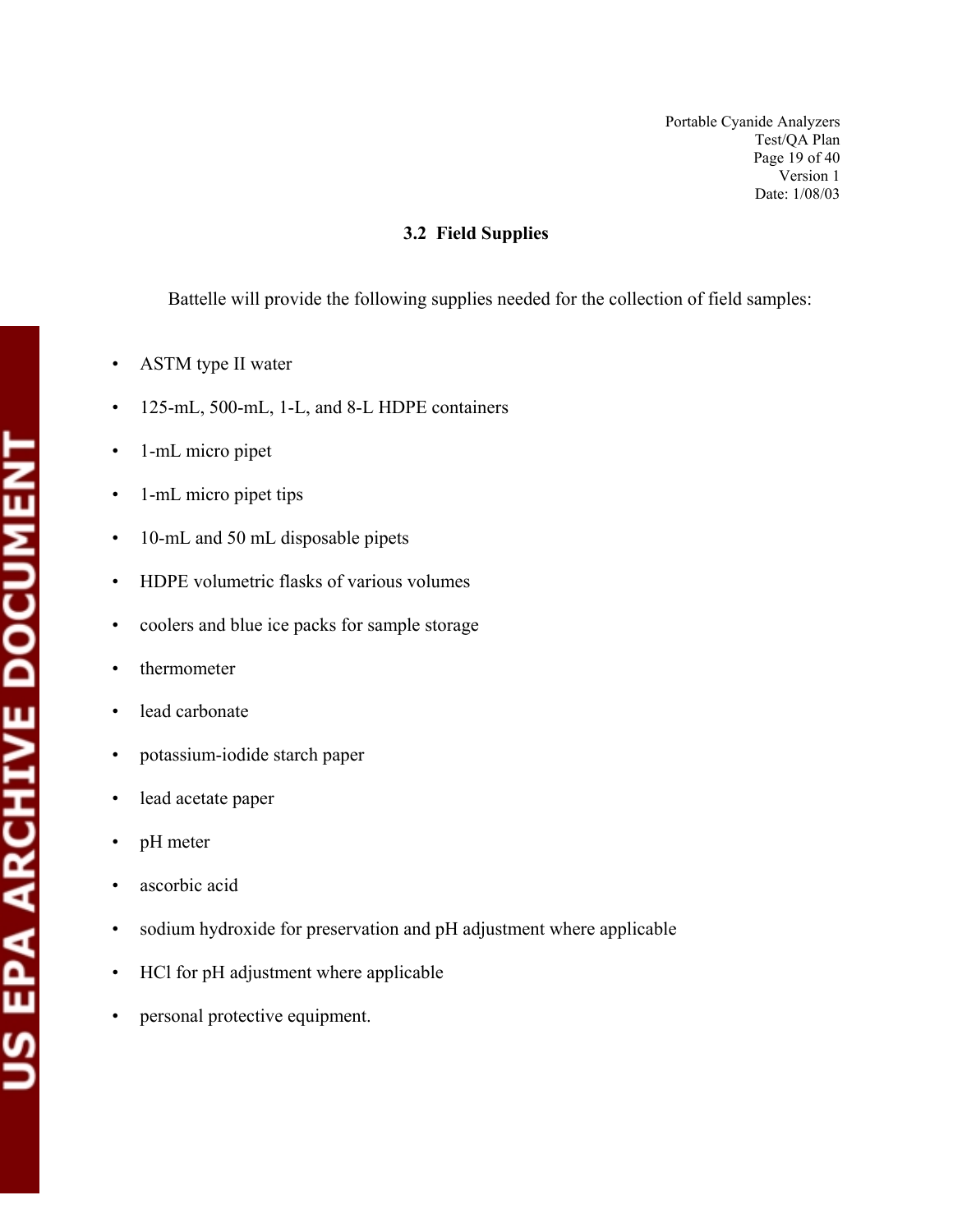### 3.2 Field Supplies

Battelle will provide the following supplies needed for the collection of field samples:

- ASTM type II water
- 125-mL, 500-mL, 1-L, and 8-L HDPE containers
- 1-mL micro pipet
- 1-mL micro pipet tips
- 10-mL and 50 mL disposable pipets
- HDPE volumetric flasks of various volumes
- coolers and blue ice packs for sample storage
- thermometer
- lead carbonate
- potassium-iodide starch paper
- lead acetate paper
- pH meter
- ascorbic acid
- sodium hydroxide for preservation and pH adjustment where applicable
- HCl for pH adjustment where applicable
- personal protective equipment.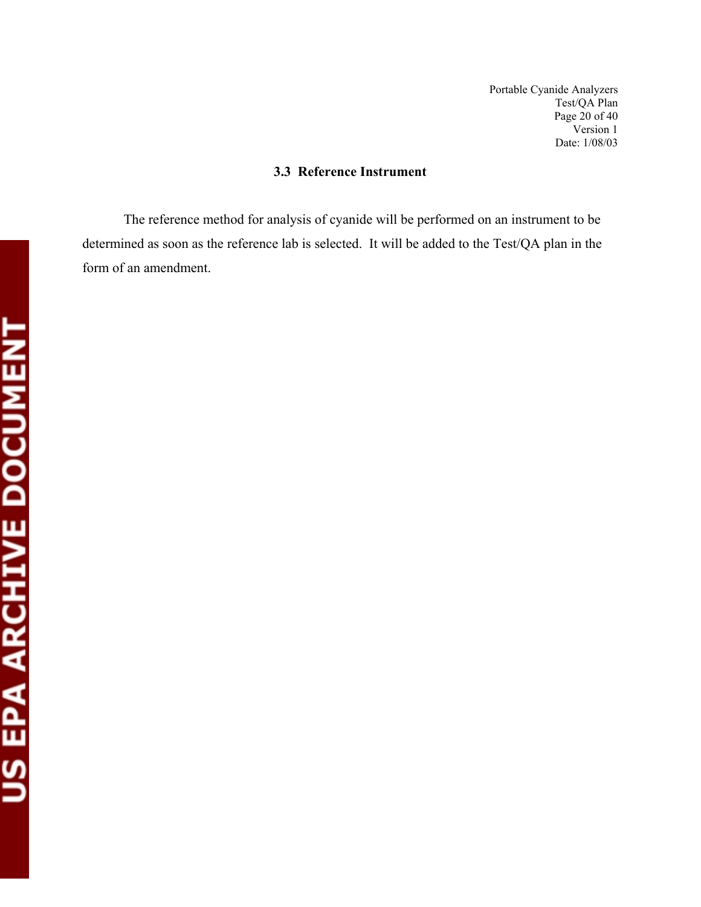### 3.3 Reference Instrument

The reference method for analysis of cyanide will be performed on an instrument to be determined as soon as the reference lab is selected. It will be added to the Test/QA plan in the form of an amendment.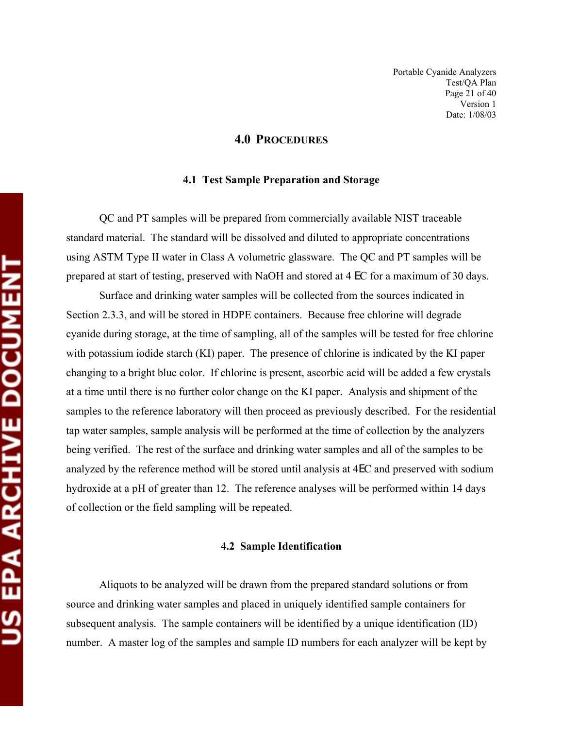# 4.0 PROCEDURES

## 4.1 Test Sample Preparation and Storage

QC and PT samples will be prepared from commercially available NIST traceable standard material. The standard will be dissolved and diluted to appropriate concentrations using ASTM Type II water in Class A volumetric glassware. The QC and PT samples will be prepared at start of testing, preserved with NaOH and stored at 4 °C for a maximum of 30 days.

Surface and drinking water samples will be collected from the sources indicated in Section 2.3.3, and will be stored in HDPE containers. Because free chlorine will degrade cyanide during storage, at the time of sampling, all of the samples will be tested for free chlorine with potassium iodide starch (KI) paper. The presence of chlorine is indicated by the KI paper changing to a bright blue color. If chlorine is present, ascorbic acid will be added a few crystals at a time until there is no further color change on the KI paper. Analysis and shipment of the samples to the reference laboratory will then proceed as previously described. For the residential tap water samples, sample analysis will be performed at the time of collection by the analyzers being verified. The rest of the surface and drinking water samples and all of the samples to be analyzed by the reference method will be stored until analysis at 4°C and preserved with sodium hydroxide at a pH of greater than 12. The reference analyses will be performed within 14 days of collection or the field sampling will be repeated.

## 4.2 Sample Identification

Aliquots to be analyzed will be drawn from the prepared standard solutions or from source and drinking water samples and placed in uniquely identified sample containers for subsequent analysis. The sample containers will be identified by a unique identification (ID) number. A master log of the samples and sample ID numbers for each analyzer will be kept by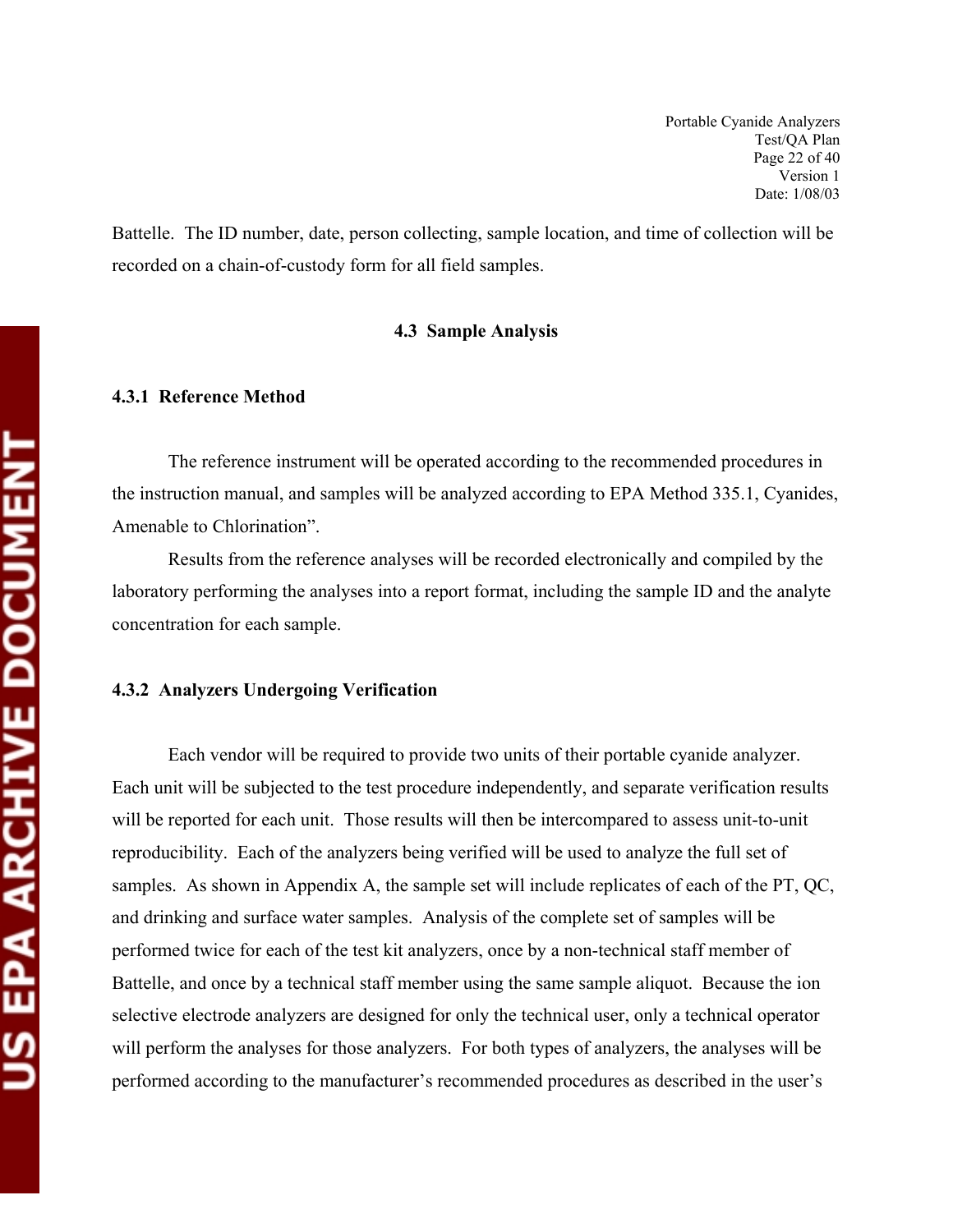Battelle. The ID number, date, person collecting, sample location, and time of collection will be recorded on a chain-of-custody form for all field samples.

## 4.3 Sample Analysis

### 4.3.1 Reference Method

The reference instrument will be operated according to the recommended procedures in the instruction manual, and samples will be analyzed according to EPA Method 335.1, Cyanides, Amenable to Chlorination".

Results from the reference analyses will be recorded electronically and compiled by the laboratory performing the analyses into a report format, including the sample ID and the analyte concentration for each sample.

### 4.3.2 Analyzers Undergoing Verification

Each vendor will be required to provide two units of their portable cyanide analyzer. Each unit will be subjected to the test procedure independently, and separate verification results will be reported for each unit. Those results will then be intercompared to assess unit-to-unit reproducibility. Each of the analyzers being verified will be used to analyze the full set of samples. As shown in Appendix A, the sample set will include replicates of each of the PT, QC, and drinking and surface water samples. Analysis of the complete set of samples will be performed twice for each of the test kit analyzers, once by a non-technical staff member of Battelle, and once by a technical staff member using the same sample aliquot. Because the ion selective electrode analyzers are designed for only the technical user, only a technical operator will perform the analyses for those analyzers. For both types of analyzers, the analyses will be performed according to the manufacturer's recommended procedures as described in the user's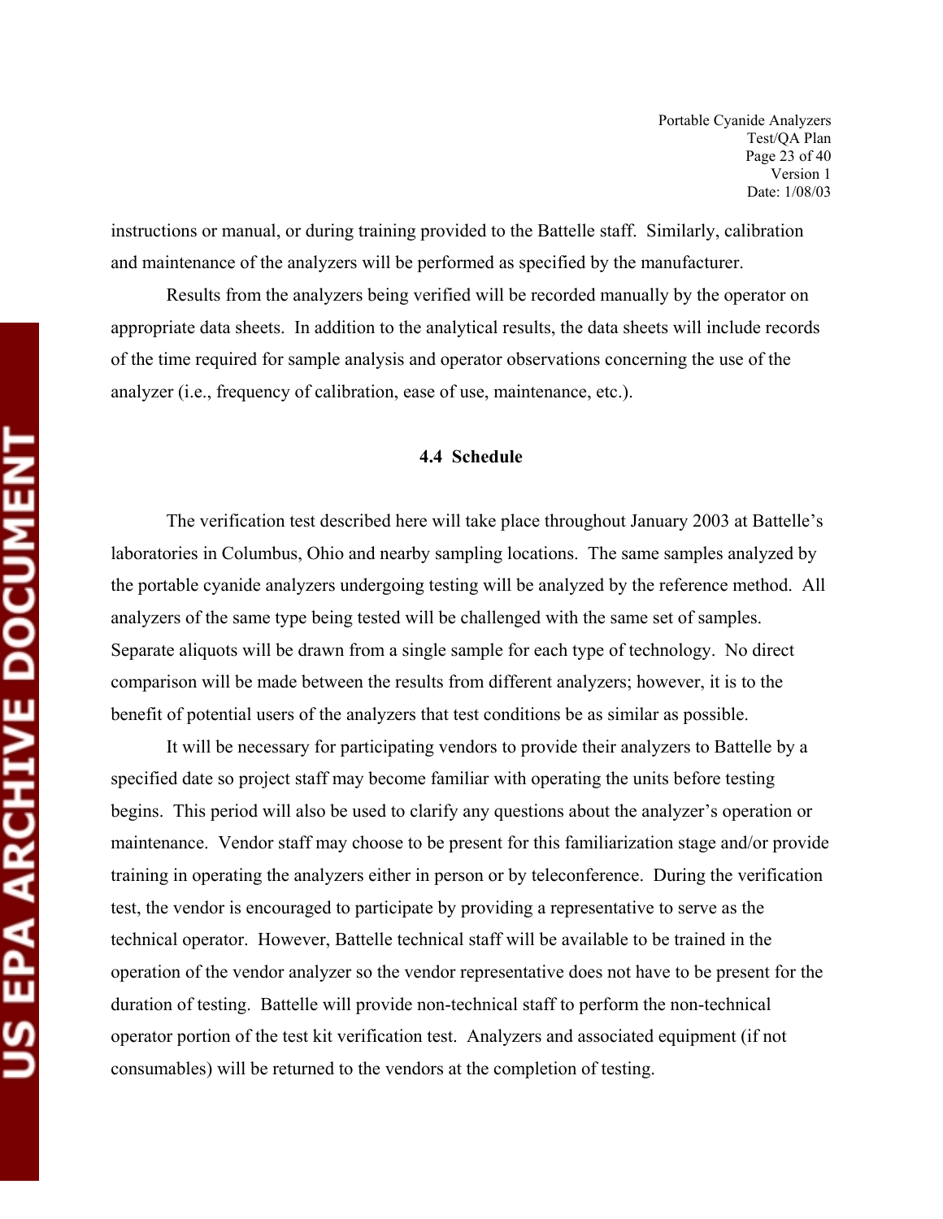instructions or manual, or during training provided to the Battelle staff. Similarly, calibration and maintenance of the analyzers will be performed as specified by the manufacturer.

Results from the analyzers being verified will be recorded manually by the operator on appropriate data sheets. In addition to the analytical results, the data sheets will include records of the time required for sample analysis and operator observations concerning the use of the analyzer (i.e., frequency of calibration, ease of use, maintenance, etc.).

### 4.4 Schedule

The verification test described here will take place throughout January 2003 at Battelle's laboratories in Columbus, Ohio and nearby sampling locations. The same samples analyzed by the portable cyanide analyzers undergoing testing will be analyzed by the reference method. All analyzers of the same type being tested will be challenged with the same set of samples. Separate aliquots will be drawn from a single sample for each type of technology. No direct comparison will be made between the results from different analyzers; however, it is to the benefit of potential users of the analyzers that test conditions be as similar as possible.

It will be necessary for participating vendors to provide their analyzers to Battelle by a specified date so project staff may become familiar with operating the units before testing begins. This period will also be used to clarify any questions about the analyzer's operation or maintenance. Vendor staff may choose to be present for this familiarization stage and/or provide training in operating the analyzers either in person or by teleconference. During the verification test, the vendor is encouraged to participate by providing a representative to serve as the technical operator. However, Battelle technical staff will be available to be trained in the operation of the vendor analyzer so the vendor representative does not have to be present for the duration of testing. Battelle will provide non-technical staff to perform the non-technical operator portion of the test kit verification test. Analyzers and associated equipment (if not consumables) will be returned to the vendors at the completion of testing.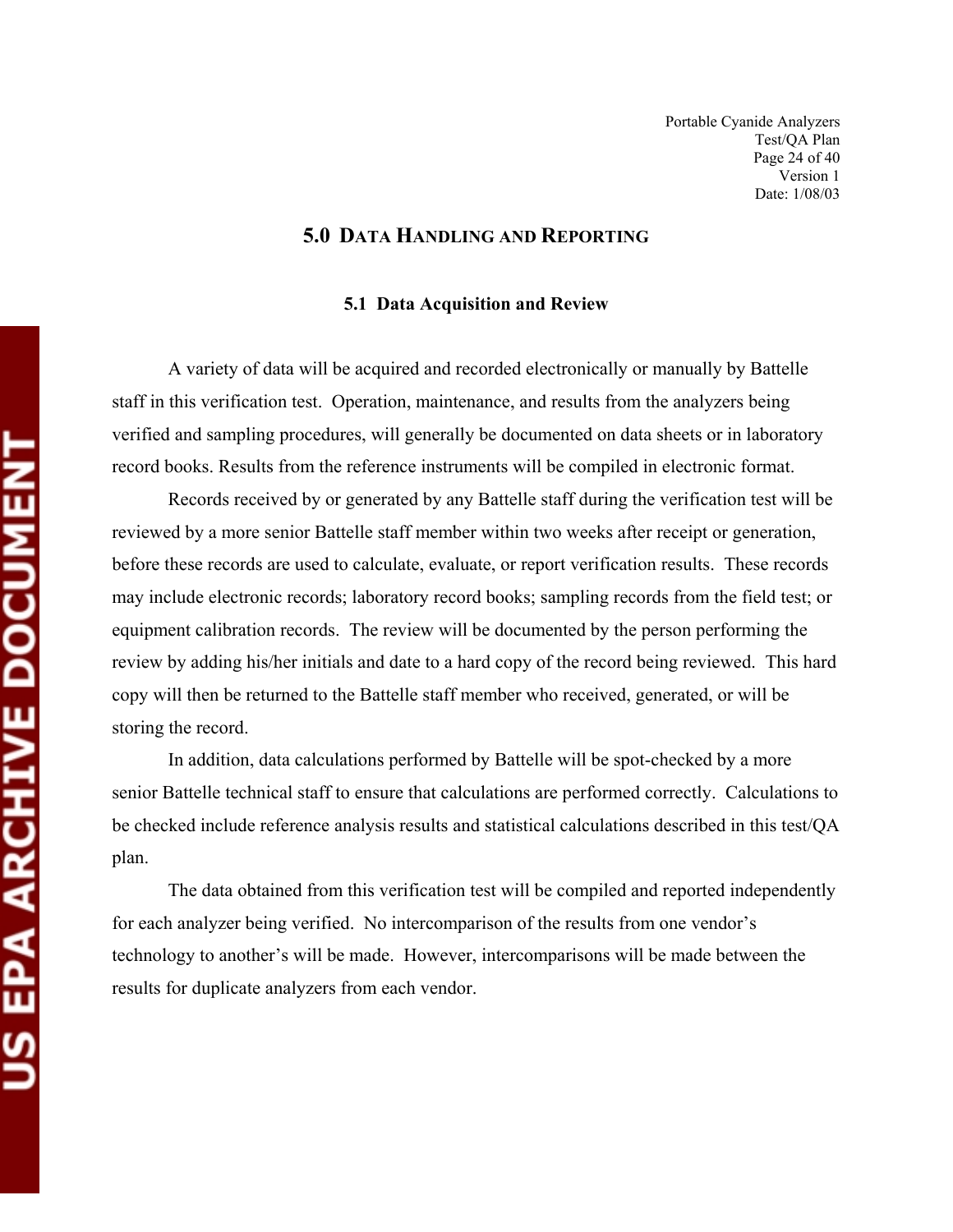## 5.0 Data Handling and Reporting

### 5.1 Data Acquisition and Review

A variety of data will be acquired and recorded electronically or manually by Battelle staff in this verification test. Operation, maintenance, and results from the analyzers being verified and sampling procedures, will generally be documented on data sheets or in laboratory record books. Results from the reference instruments will be compiled in electronic format.

Records received by or generated by any Battelle staff during the verification test will be reviewed by a more senior Battelle staff member within two weeks after receipt or generation, before these records are used to calculate, evaluate, or report verification results. These records may include electronic records; laboratory record books; sampling records from the field test; or equipment calibration records. The review will be documented by the person performing the review by adding his/her initials and date to a hard copy of the record being reviewed. This hard copy will then be returned to the Battelle staff member who received, generated, or will be storing the record.

In addition, data calculations performed by Battelle will be spot-checked by a more senior Battelle technical staff to ensure that calculations are performed correctly. Calculations to be checked include reference analysis results and statistical calculations described in this test/QA plan.

The data obtained from this verification test will be compiled and reported independently for each analyzer being verified. No intercomparison of the results from one vendor's technology to another's will be made. However, intercomparisons will be made between the results for duplicate analyzers from each vendor.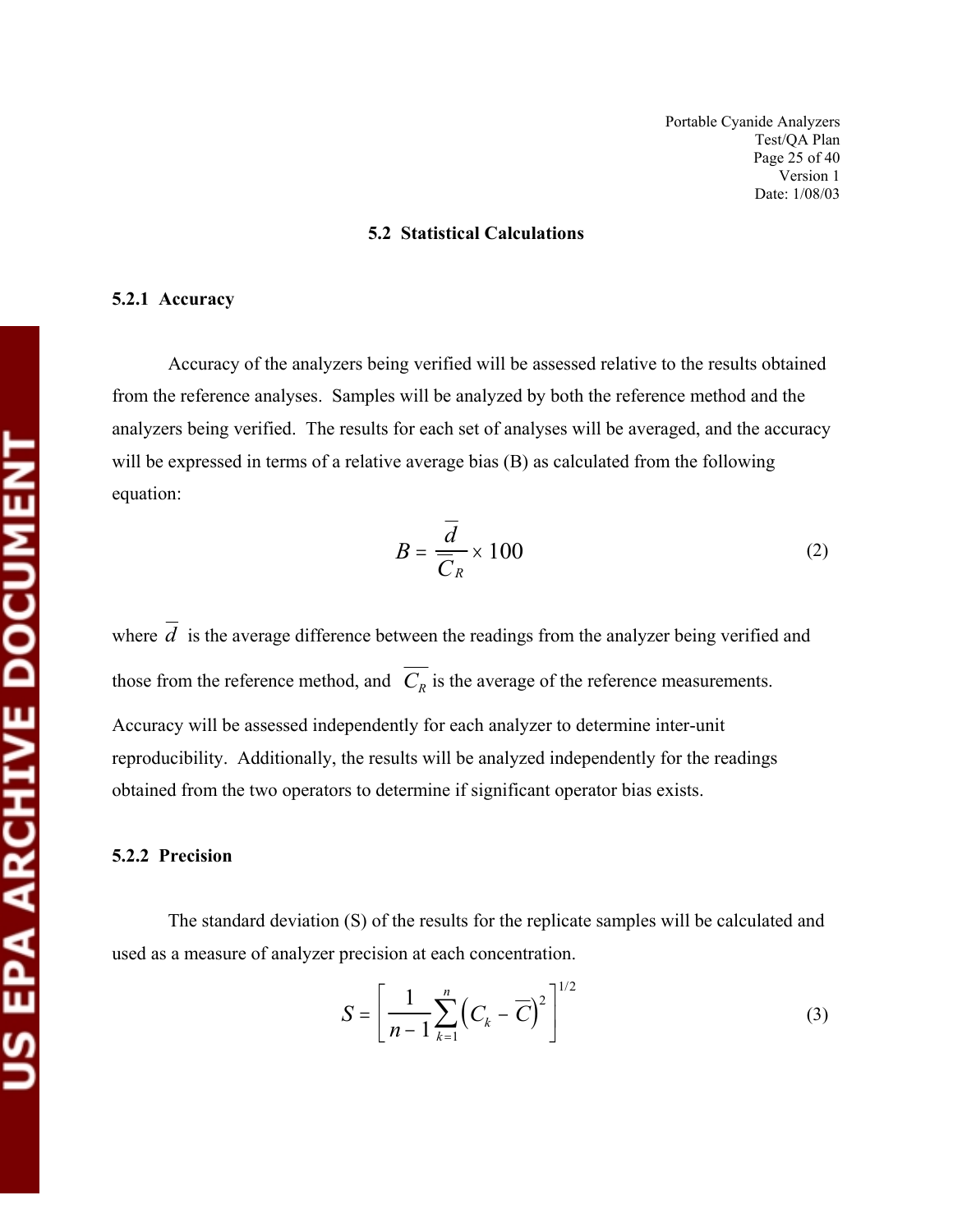## 5.2 Statistical Calculations

### 5.2.1 Accuracy

Accuracy of the analyzers being verified will be assessed relative to the results obtained from the reference analyses. Samples will be analyzed by both the reference method and the analyzers being verified. The results for each set of analyses will be averaged, and the accuracy will be expressed in terms of a relative average bias (B) as calculated from the following equation:

$$B = \frac{\overline{d}}{\overline{C_R}} \times 100 \tag{2}$$

where $\overline{d}$ is the average difference between the readings from the analyzer being verified and those from the reference method, and $\overline{C_R}$ is the average of the reference measurements. Accuracy will be assessed independently for each analyzer to determine inter-unit reproducibility. Additionally, the results will be analyzed independently for the readings obtained from the two operators to determine if significant operator bias exists.

### 5.2.2 Precision

The standard deviation (S) of the results for the replicate samples will be calculated and used as a measure of analyzer precision at each concentration.

$$S = \left[ \frac{1}{n-1} \sum_{k=1}^{n} \left( C_k - \overline{C} \right)^2 \right]^{1/2} \tag{3}$$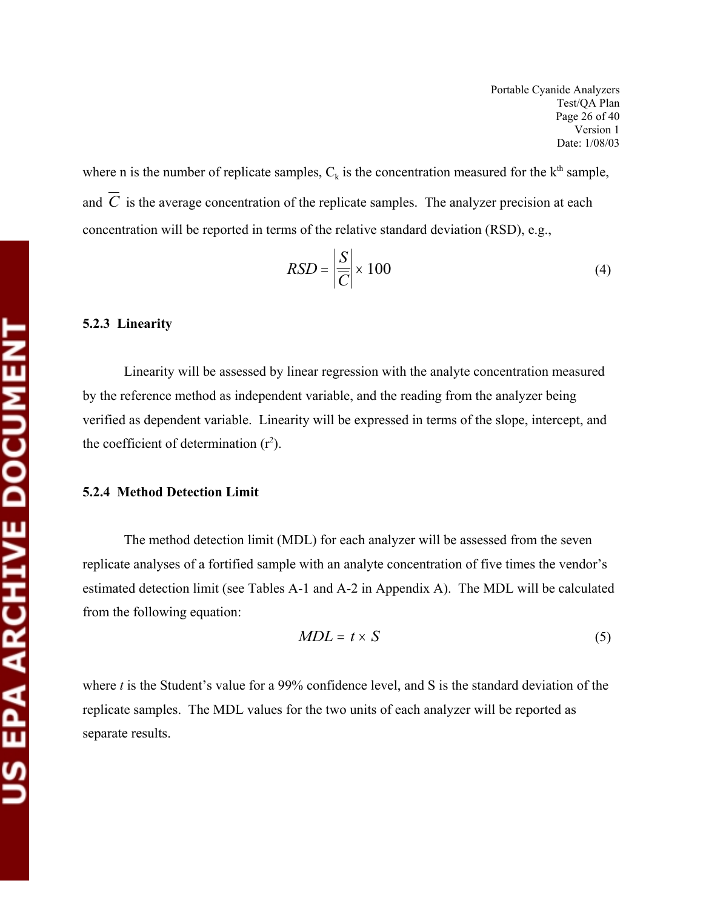where n is the number of replicate samples, $C_k$ is the concentration measured for the $k^{th}$ sample, and $\overline{C}$ is the average concentration of the replicate samples. The analyzer precision at each concentration will be reported in terms of the relative standard deviation (RSD), e.g.,

$$RSD = \left| \frac{S}{\overline{C}} \right| \times 100 \tag{4}$$

### 5.2.3 Linearity

Linearity will be assessed by linear regression with the analyte concentration measured by the reference method as independent variable, and the reading from the analyzer being verified as dependent variable. Linearity will be expressed in terms of the slope, intercept, and the coefficient of determination ($r^2$).

### 5.2.4 Method Detection Limit

The method detection limit (MDL) for each analyzer will be assessed from the seven replicate analyses of a fortified sample with an analyte concentration of five times the vendor's estimated detection limit (see Tables A-1 and A-2 in Appendix A). The MDL will be calculated from the following equation:

$$MDL = t \times S \tag{5}$$

where $t$ is the Student's value for a 99% confidence level, and S is the standard deviation of the replicate samples. The MDL values for the two units of each analyzer will be reported as separate results.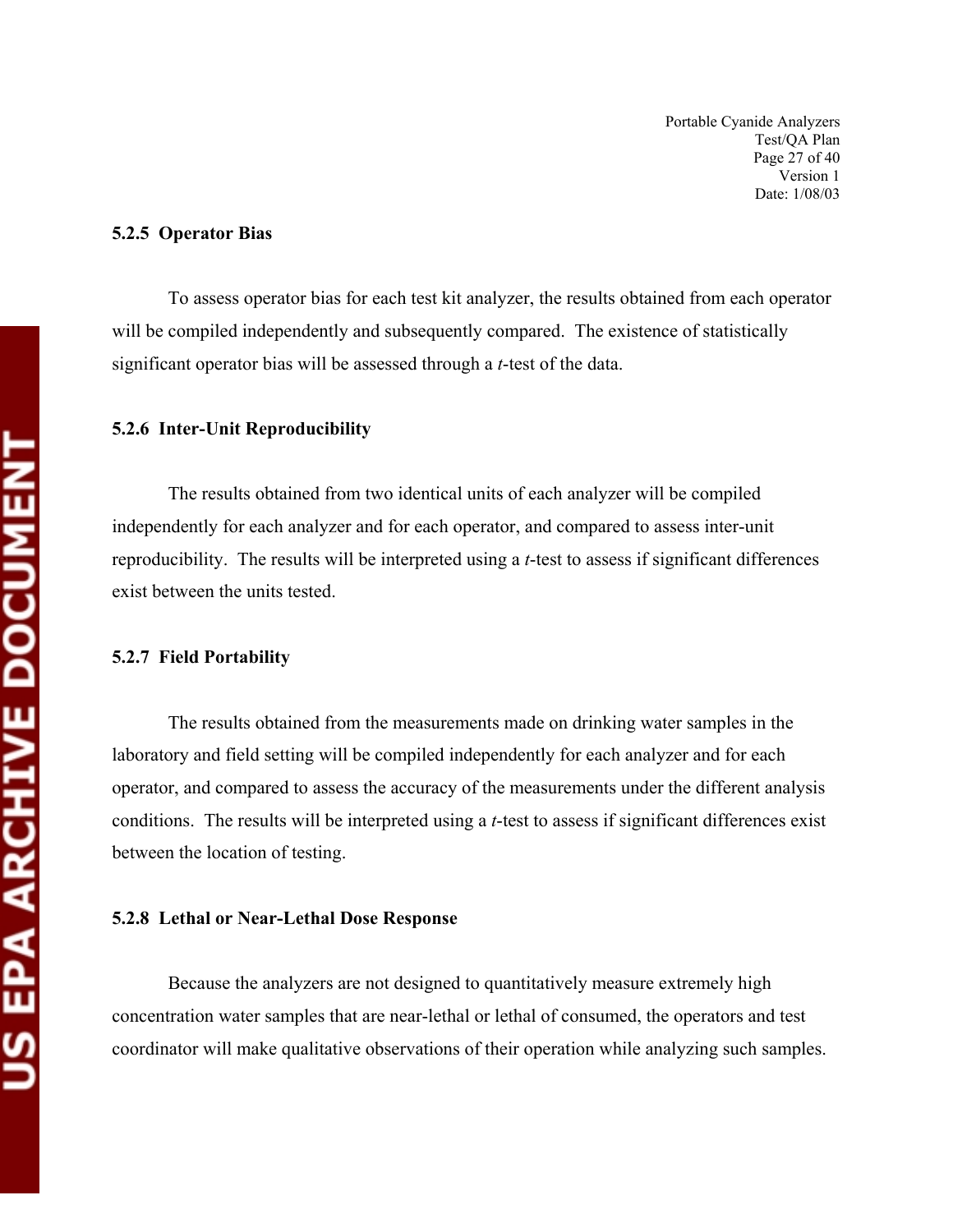#### 5.2.5 Operator Bias

To assess operator bias for each test kit analyzer, the results obtained from each operator will be compiled independently and subsequently compared. The existence of statistically significant operator bias will be assessed through a *t*-test of the data.

#### 5.2.6 Inter-Unit Reproducibility

The results obtained from two identical units of each analyzer will be compiled independently for each analyzer and for each operator, and compared to assess inter-unit reproducibility. The results will be interpreted using a *t*-test to assess if significant differences exist between the units tested.

#### 5.2.7 Field Portability

The results obtained from the measurements made on drinking water samples in the laboratory and field setting will be compiled independently for each analyzer and for each operator, and compared to assess the accuracy of the measurements under the different analysis conditions. The results will be interpreted using a *t*-test to assess if significant differences exist between the location of testing.

#### 5.2.8 Lethal or Near-Lethal Dose Response

Because the analyzers are not designed to quantitatively measure extremely high concentration water samples that are near-lethal or lethal of consumed, the operators and test coordinator will make qualitative observations of their operation while analyzing such samples.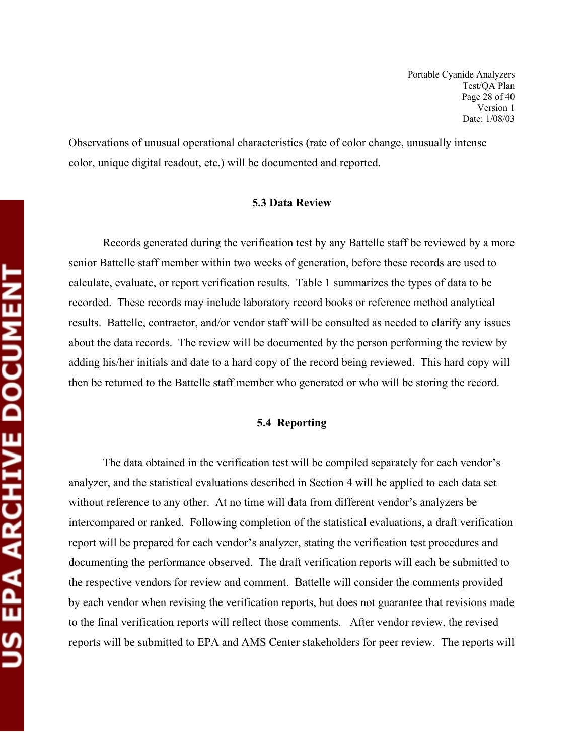Observations of unusual operational characteristics (rate of color change, unusually intense color, unique digital readout, etc.) will be documented and reported.

### 5.3 Data Review

Records generated during the verification test by any Battelle staff be reviewed by a more senior Battelle staff member within two weeks of generation, before these records are used to calculate, evaluate, or report verification results. Table 1 summarizes the types of data to be recorded. These records may include laboratory record books or reference method analytical results. Battelle, contractor, and/or vendor staff will be consulted as needed to clarify any issues about the data records. The review will be documented by the person performing the review by adding his/her initials and date to a hard copy of the record being reviewed. This hard copy will then be returned to the Battelle staff member who generated or who will be storing the record.

### 5.4 Reporting

The data obtained in the verification test will be compiled separately for each vendor's analyzer, and the statistical evaluations described in Section 4 will be applied to each data set without reference to any other. At no time will data from different vendor's analyzers be intercompared or ranked. Following completion of the statistical evaluations, a draft verification report will be prepared for each vendor's analyzer, stating the verification test procedures and documenting the performance observed. The draft verification reports will each be submitted to the respective vendors for review and comment. Battelle will consider the comments provided by each vendor when revising the verification reports, but does not guarantee that revisions made to the final verification reports will reflect those comments. After vendor review, the revised reports will be submitted to EPA and AMS Center stakeholders for peer review. The reports will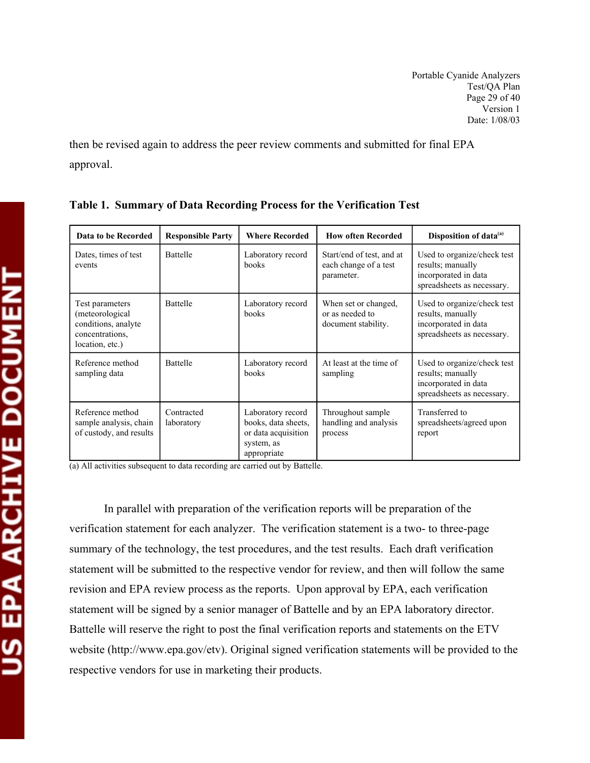then be revised again to address the peer review comments and submitted for final EPA approval.

**Table 1. Summary of Data Recording Process for the Verification Test**

| Data to be Recorded | Responsible Party | Where Recorded | How often Recorded | Disposition of data[(a)] |
|---|---|---|---|---|
| Dates, times of test events | Battelle | Laboratory record books | Start/end of test, and at each change of a test parameter. | Used to organize/check test results; manually incorporated in data spreadsheets as necessary. |
| Test parameters (meteorological conditions, analyte concentrations, location, etc.) | Battelle | Laboratory record books | When set or changed, or as needed to document stability. | Used to organize/check test results, manually incorporated in data spreadsheets as necessary. |
| Reference method sampling data | Battelle | Laboratory record books | At least at the time of sampling | Used to organize/check test results; manually incorporated in data spreadsheets as necessary. |
| Reference method sample analysis, chain of custody, and results | Contracted laboratory | Laboratory record books, data sheets, or data acquisition system, as appropriate | Throughout sample handling and analysis process | Transferred to spreadsheets/agreed upon report |

(a) All activities subsequent to data recording are carried out by Battelle.

In parallel with preparation of the verification reports will be preparation of the verification statement for each analyzer. The verification statement is a two- to three-page summary of the technology, the test procedures, and the test results. Each draft verification statement will be submitted to the respective vendor for review, and then will follow the same revision and EPA review process as the reports. Upon approval by EPA, each verification statement will be signed by a senior manager of Battelle and by an EPA laboratory director. Battelle will reserve the right to post the final verification reports and statements on the ETV website (http://www.epa.gov/etv). Original signed verification statements will be provided to the respective vendors for use in marketing their products.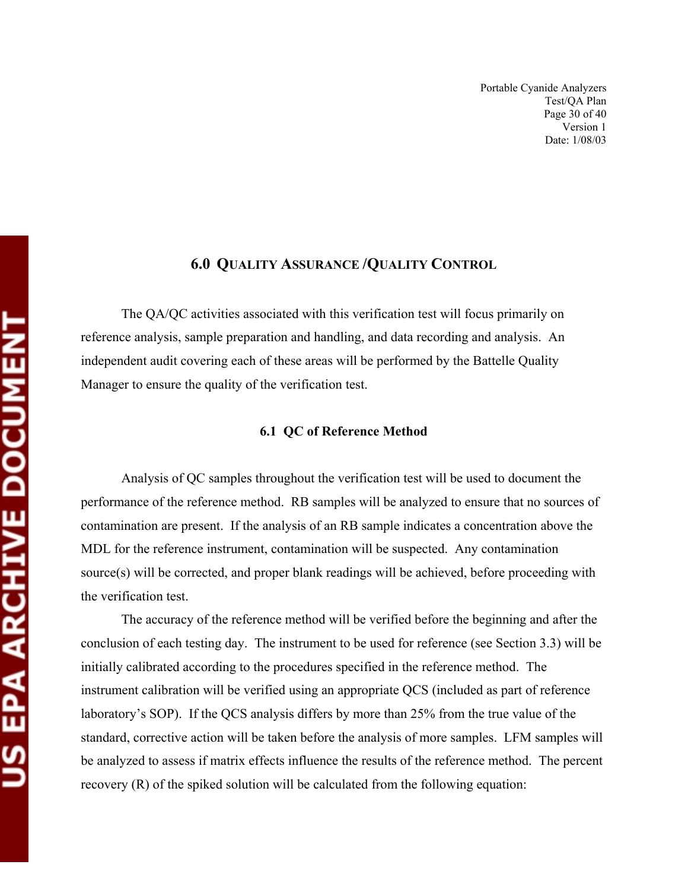## 6.0 Quality Assurance /Quality Control

The QA/QC activities associated with this verification test will focus primarily on reference analysis, sample preparation and handling, and data recording and analysis. An independent audit covering each of these areas will be performed by the Battelle Quality Manager to ensure the quality of the verification test.

### 6.1 QC of Reference Method

Analysis of QC samples throughout the verification test will be used to document the performance of the reference method. RB samples will be analyzed to ensure that no sources of contamination are present. If the analysis of an RB sample indicates a concentration above the MDL for the reference instrument, contamination will be suspected. Any contamination source(s) will be corrected, and proper blank readings will be achieved, before proceeding with the verification test.

The accuracy of the reference method will be verified before the beginning and after the conclusion of each testing day. The instrument to be used for reference (see Section 3.3) will be initially calibrated according to the procedures specified in the reference method. The instrument calibration will be verified using an appropriate QCS (included as part of reference laboratory's SOP). If the QCS analysis differs by more than 25% from the true value of the standard, corrective action will be taken before the analysis of more samples. LFM samples will be analyzed to assess if matrix effects influence the results of the reference method. The percent recovery (R) of the spiked solution will be calculated from the following equation: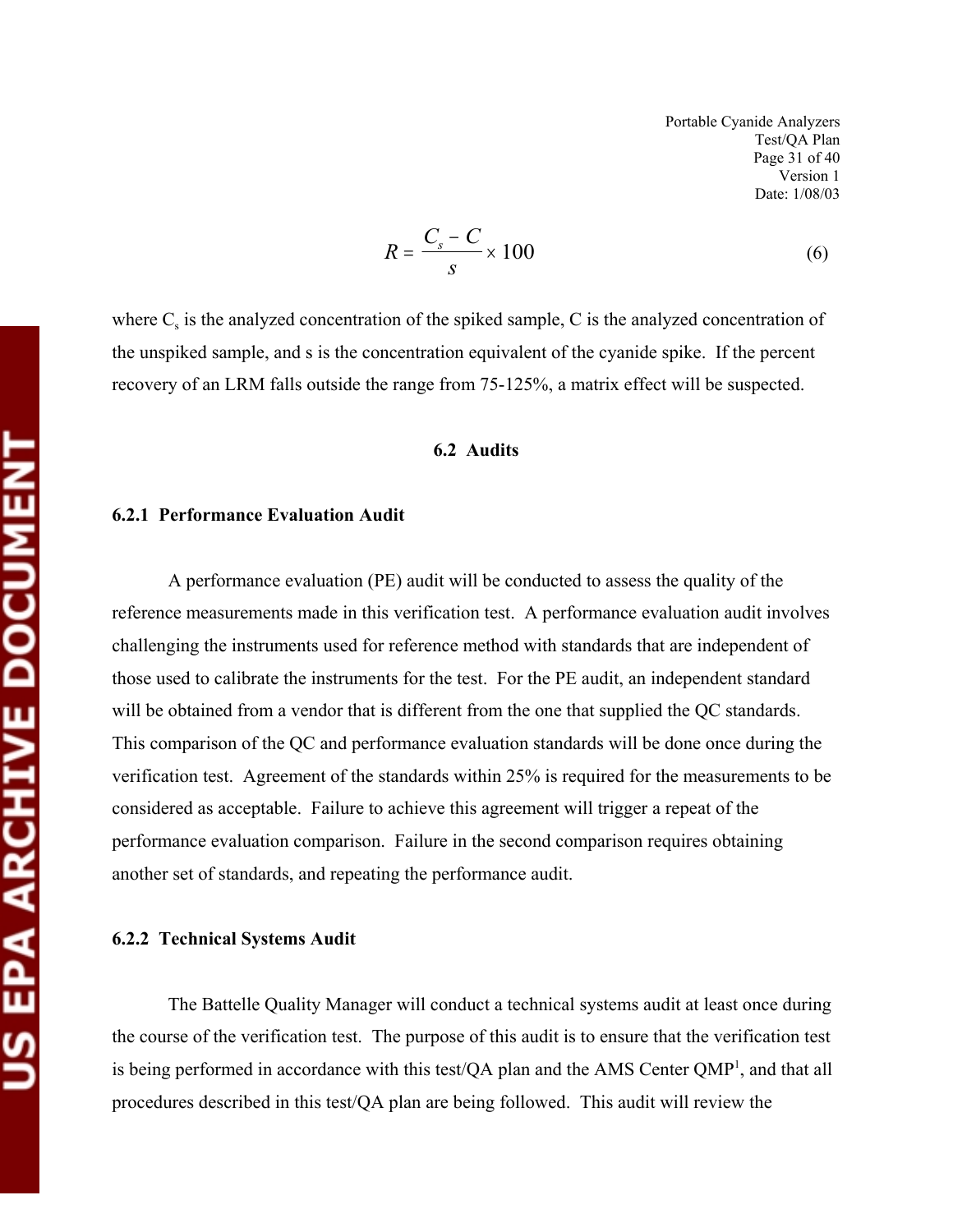$$R = \frac{C_s - C}{s} \times 100 \qquad (6)$$

where $C_s$ is the analyzed concentration of the spiked sample, C is the analyzed concentration of the unspiked sample, and s is the concentration equivalent of the cyanide spike. If the percent recovery of an LRM falls outside the range from 75-125%, a matrix effect will be suspected.

## 6.2 Audits

### 6.2.1 Performance Evaluation Audit

A performance evaluation (PE) audit will be conducted to assess the quality of the reference measurements made in this verification test. A performance evaluation audit involves challenging the instruments used for reference method with standards that are independent of those used to calibrate the instruments for the test. For the PE audit, an independent standard will be obtained from a vendor that is different from the one that supplied the QC standards. This comparison of the QC and performance evaluation standards will be done once during the verification test. Agreement of the standards within 25% is required for the measurements to be considered as acceptable. Failure to achieve this agreement will trigger a repeat of the performance evaluation comparison. Failure in the second comparison requires obtaining another set of standards, and repeating the performance audit.

### 6.2.2 Technical Systems Audit

The Battelle Quality Manager will conduct a technical systems audit at least once during the course of the verification test. The purpose of this audit is to ensure that the verification test is being performed in accordance with this test/QA plan and the AMS Center QMP[1], and that all procedures described in this test/QA plan are being followed. This audit will review the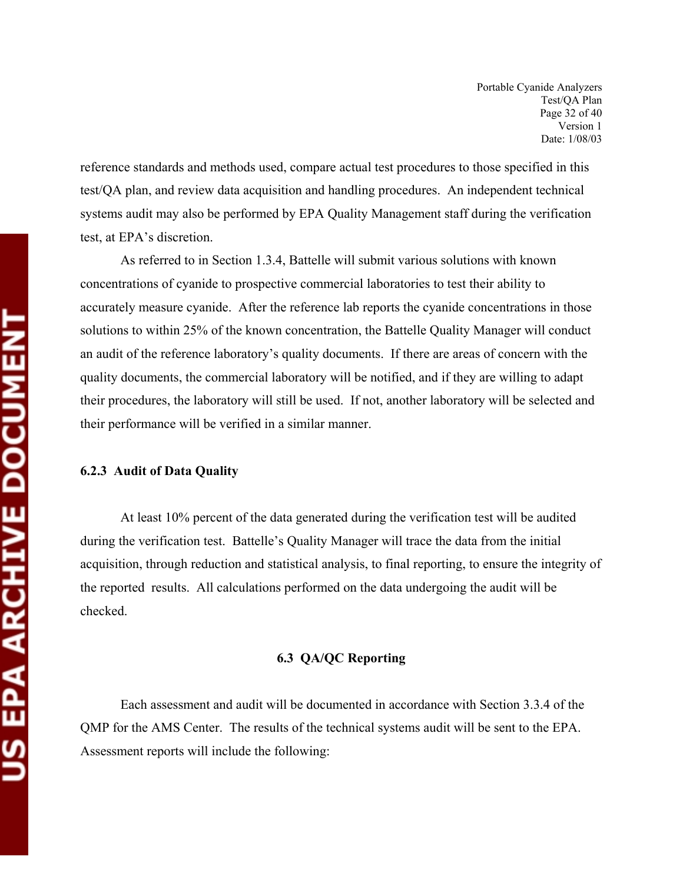reference standards and methods used, compare actual test procedures to those specified in this test/QA plan, and review data acquisition and handling procedures. An independent technical systems audit may also be performed by EPA Quality Management staff during the verification test, at EPA's discretion.

As referred to in Section 1.3.4, Battelle will submit various solutions with known concentrations of cyanide to prospective commercial laboratories to test their ability to accurately measure cyanide. After the reference lab reports the cyanide concentrations in those solutions to within 25% of the known concentration, the Battelle Quality Manager will conduct an audit of the reference laboratory's quality documents. If there are areas of concern with the quality documents, the commercial laboratory will be notified, and if they are willing to adapt their procedures, the laboratory will still be used. If not, another laboratory will be selected and their performance will be verified in a similar manner.

### 6.2.3 Audit of Data Quality

At least 10% percent of the data generated during the verification test will be audited during the verification test. Battelle's Quality Manager will trace the data from the initial acquisition, through reduction and statistical analysis, to final reporting, to ensure the integrity of the reported results. All calculations performed on the data undergoing the audit will be checked.

## 6.3 QA/QC Reporting

Each assessment and audit will be documented in accordance with Section 3.3.4 of the QMP for the AMS Center. The results of the technical systems audit will be sent to the EPA. Assessment reports will include the following: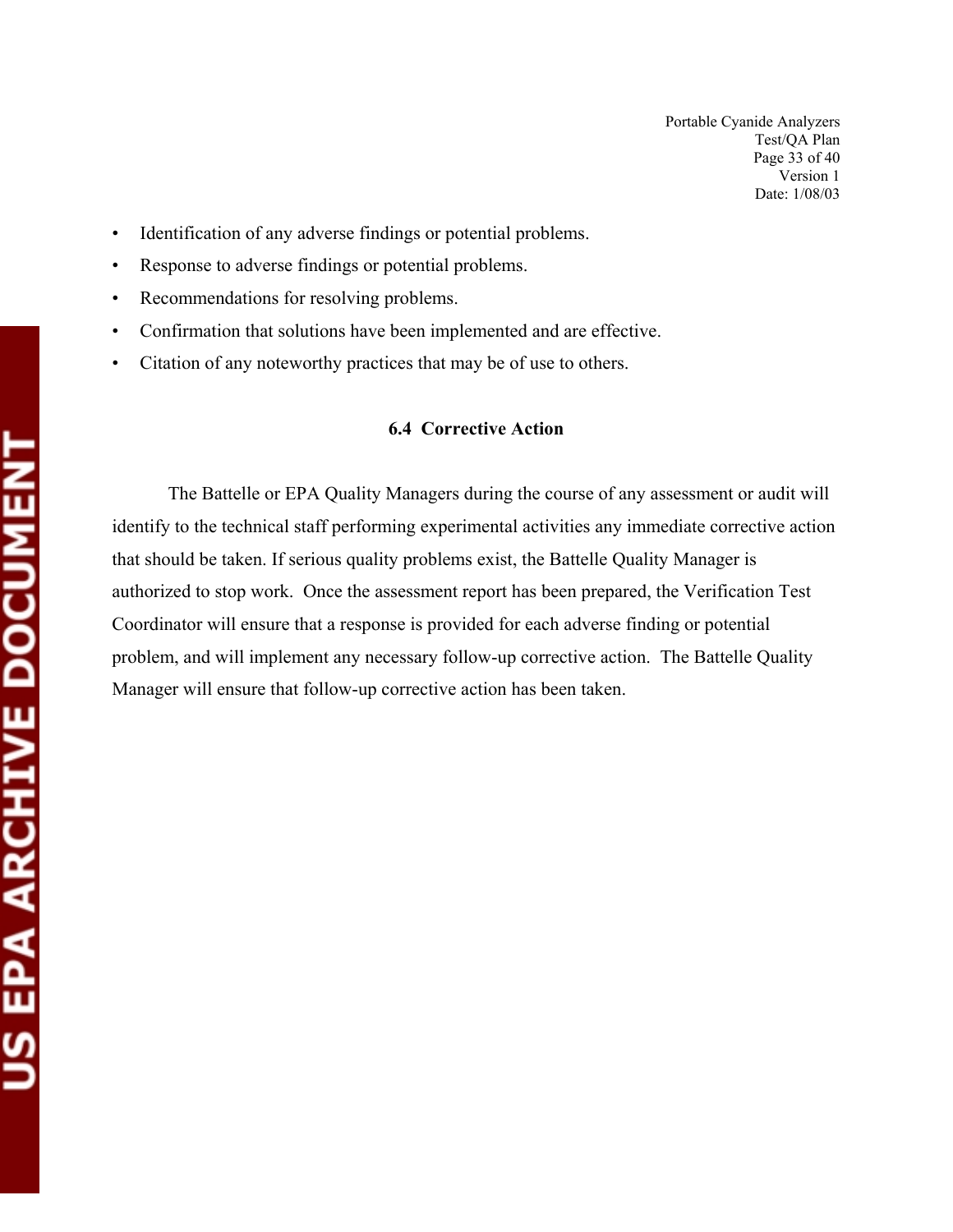- Identification of any adverse findings or potential problems.
- Response to adverse findings or potential problems.
- Recommendations for resolving problems.
- Confirmation that solutions have been implemented and are effective.
- Citation of any noteworthy practices that may be of use to others.

### 6.4 Corrective Action

The Battelle or EPA Quality Managers during the course of any assessment or audit will identify to the technical staff performing experimental activities any immediate corrective action that should be taken. If serious quality problems exist, the Battelle Quality Manager is authorized to stop work. Once the assessment report has been prepared, the Verification Test Coordinator will ensure that a response is provided for each adverse finding or potential problem, and will implement any necessary follow-up corrective action. The Battelle Quality Manager will ensure that follow-up corrective action has been taken.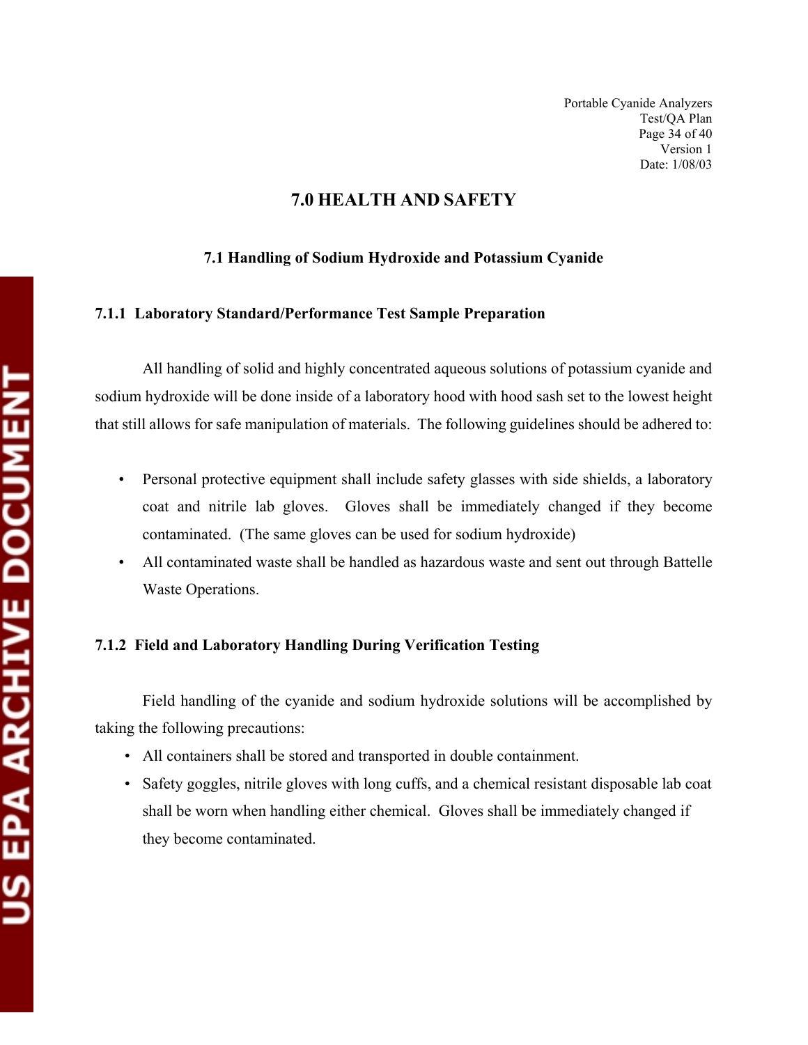# 7.0 HEALTH AND SAFETY

## 7.1 Handling of Sodium Hydroxide and Potassium Cyanide

### 7.1.1 Laboratory Standard/Performance Test Sample Preparation

All handling of solid and highly concentrated aqueous solutions of potassium cyanide and sodium hydroxide will be done inside of a laboratory hood with hood sash set to the lowest height that still allows for safe manipulation of materials. The following guidelines should be adhered to:

- Personal protective equipment shall include safety glasses with side shields, a laboratory coat and nitrile lab gloves. Gloves shall be immediately changed if they become contaminated. (The same gloves can be used for sodium hydroxide)
- All contaminated waste shall be handled as hazardous waste and sent out through Battelle Waste Operations.

### 7.1.2 Field and Laboratory Handling During Verification Testing

Field handling of the cyanide and sodium hydroxide solutions will be accomplished by taking the following precautions:

- All containers shall be stored and transported in double containment.
- Safety goggles, nitrile gloves with long cuffs, and a chemical resistant disposable lab coat shall be worn when handling either chemical. Gloves shall be immediately changed if they become contaminated.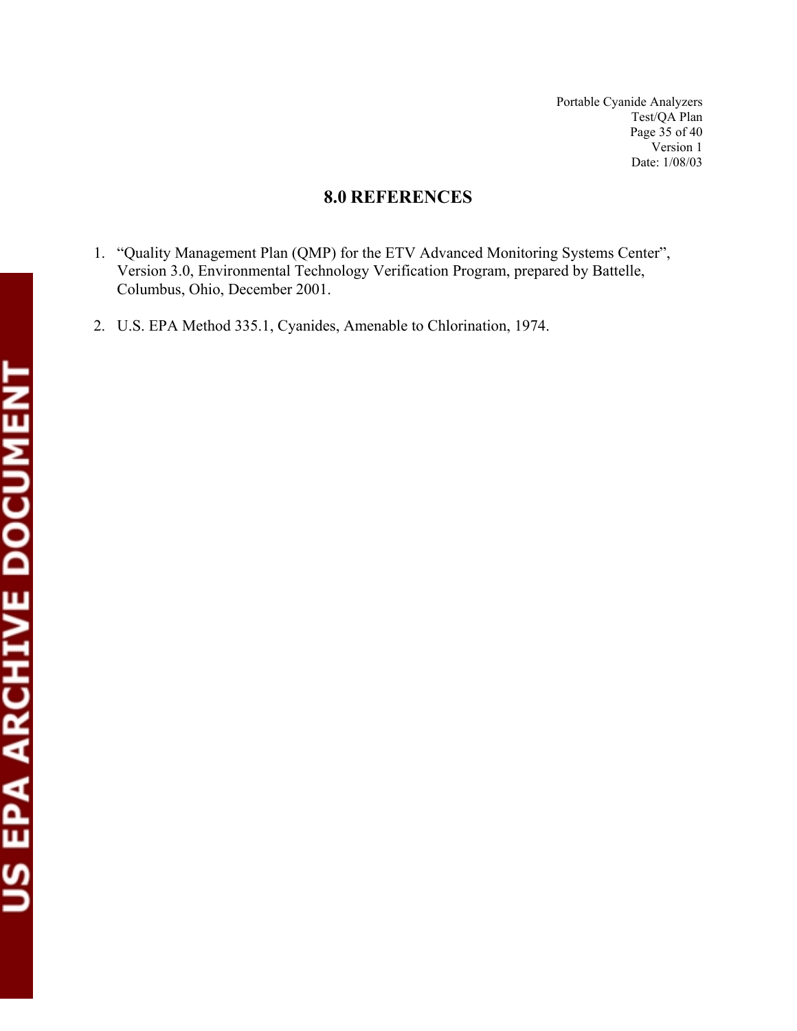## 8.0 REFERENCES

1. "Quality Management Plan (QMP) for the ETV Advanced Monitoring Systems Center", Version 3.0, Environmental Technology Verification Program, prepared by Battelle, Columbus, Ohio, December 2001.

2. U.S. EPA Method 335.1, Cyanides, Amenable to Chlorination, 1974.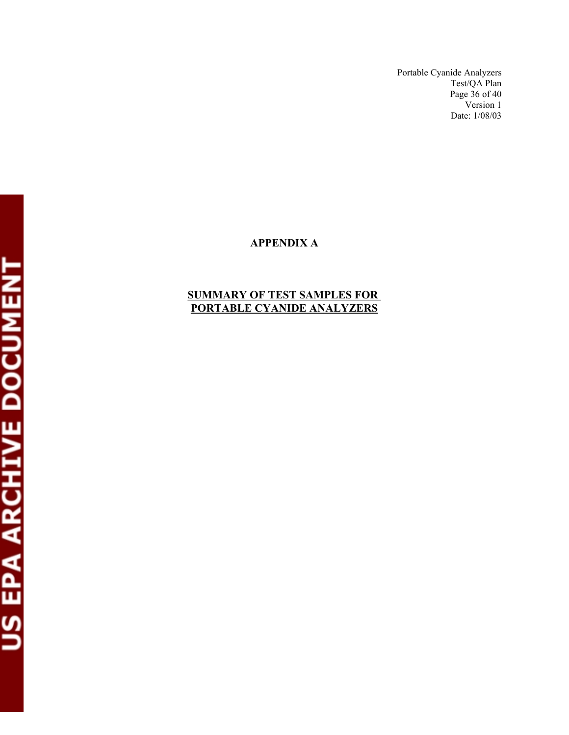# APPENDIX A

## SUMMARY OF TEST SAMPLES FOR PORTABLE CYANIDE ANALYZERS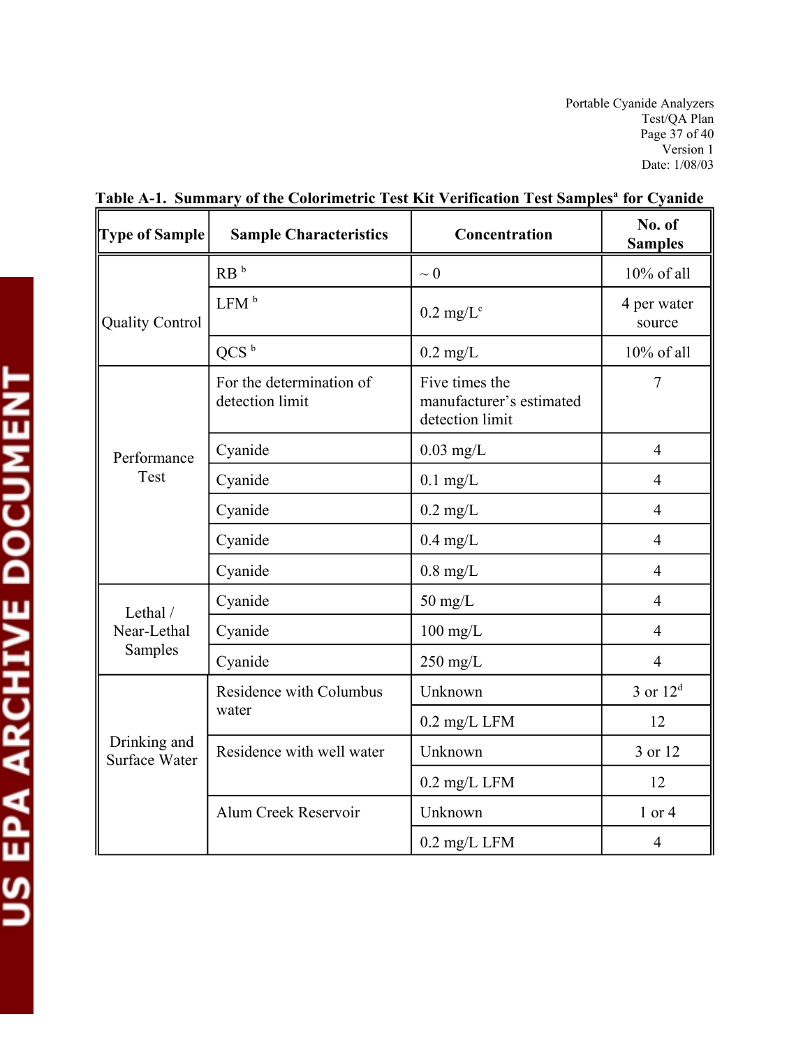**Table A-1. Summary of the Colorimetric Test Kit Verification Test Samples[a] for Cyanide**

| Type of Sample | Sample Characteristics | Concentration | No. of Samples |
|---|---|---|---|
| Quality Control | RB [b] | ~ 0 | 10% of all |
| | LFM [b] | 0.2 mg/L[c] | 4 per water source |
| | QCS [b] | 0.2 mg/L | 10% of all |
| Performance Test | For the determination of detection limit | Five times the manufacturer's estimated detection limit | 7 |
| | Cyanide | 0.03 mg/L | 4 |
| | Cyanide | 0.1 mg/L | 4 |
| | Cyanide | 0.2 mg/L | 4 |
| | Cyanide | 0.4 mg/L | 4 |
| | Cyanide | 0.8 mg/L | 4 |
| Lethal / Near-Lethal Samples | Cyanide | 50 mg/L | 4 |
| | Cyanide | 100 mg/L | 4 |
| | Cyanide | 250 mg/L | 4 |
| Drinking and Surface Water | Residence with Columbus water | Unknown | 3 or 12[d] |
| | | 0.2 mg/L LFM | 12 |
| | Residence with well water | Unknown | 3 or 12 |
| | | 0.2 mg/L LFM | 12 |
| | Alum Creek Reservoir | Unknown | 1 or 4 |
| | | 0.2 mg/L LFM | 4 |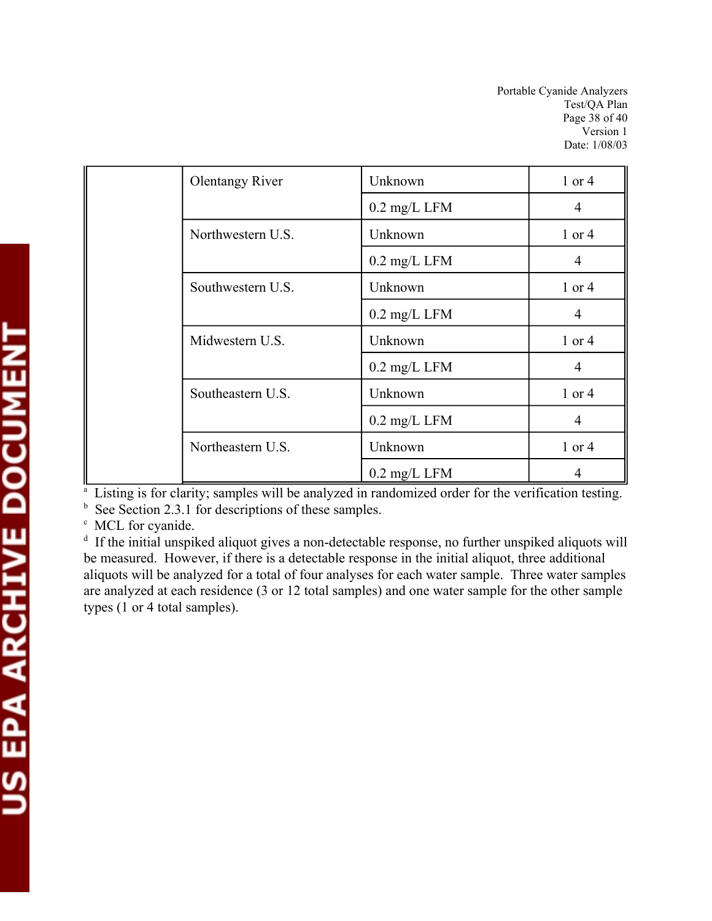|  |  |  |  |
|---|---|---|---|
|  | Olentangy River | Unknown | 1 or 4 |
|  |  | 0.2 mg/L LFM | 4 |
|  | Northwestern U.S. | Unknown | 1 or 4 |
|  |  | 0.2 mg/L LFM | 4 |
|  | Southwestern U.S. | Unknown | 1 or 4 |
|  |  | 0.2 mg/L LFM | 4 |
|  | Midwestern U.S. | Unknown | 1 or 4 |
|  |  | 0.2 mg/L LFM | 4 |
|  | Southeastern U.S. | Unknown | 1 or 4 |
|  |  | 0.2 mg/L LFM | 4 |
|  | Northeastern U.S. | Unknown | 1 or 4 |
|  |  | 0.2 mg/L LFM | 4 |

[a] Listing is for clarity; samples will be analyzed in randomized order for the verification testing.
[b] See Section 2.3.1 for descriptions of these samples.
[c] MCL for cyanide.
[d] If the initial unspiked aliquot gives a non-detectable response, no further unspiked aliquots will be measured. However, if there is a detectable response in the initial aliquot, three additional aliquots will be analyzed for a total of four analyses for each water sample. Three water samples are analyzed at each residence (3 or 12 total samples) and one water sample for the other sample types (1 or 4 total samples).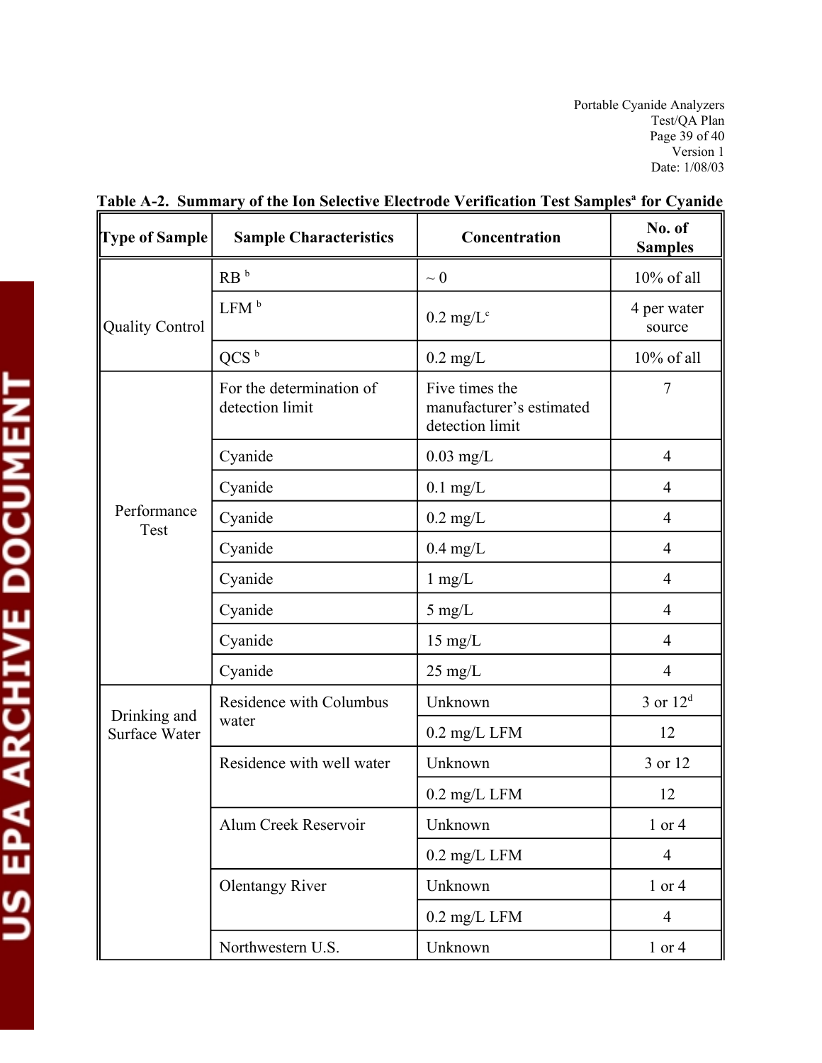**Table A-2. Summary of the Ion Selective Electrode Verification Test Samples[a] for Cyanide**

| Type of Sample | Sample Characteristics | Concentration | No. of Samples |
|---|---|---|---|
| Quality Control | RB [b] | ~ 0 | 10% of all |
| | LFM [b] | 0.2 mg/L[c] | 4 per water source |
| | QCS [b] | 0.2 mg/L | 10% of all |
| Performance Test | For the determination of detection limit | Five times the manufacturer's estimated detection limit | 7 |
| | Cyanide | 0.03 mg/L | 4 |
| | Cyanide | 0.1 mg/L | 4 |
| | Cyanide | 0.2 mg/L | 4 |
| | Cyanide | 0.4 mg/L | 4 |
| | Cyanide | 1 mg/L | 4 |
| | Cyanide | 5 mg/L | 4 |
| | Cyanide | 15 mg/L | 4 |
| | Cyanide | 25 mg/L | 4 |
| Drinking and Surface Water | Residence with Columbus water | Unknown | 3 or 12[d] |
| | | 0.2 mg/L LFM | 12 |
| | Residence with well water | Unknown | 3 or 12 |
| | | 0.2 mg/L LFM | 12 |
| | Alum Creek Reservoir | Unknown | 1 or 4 |
| | | 0.2 mg/L LFM | 4 |
| | Olentangy River | Unknown | 1 or 4 |
| | | 0.2 mg/L LFM | 4 |
| | Northwestern U.S. | Unknown | 1 or 4 |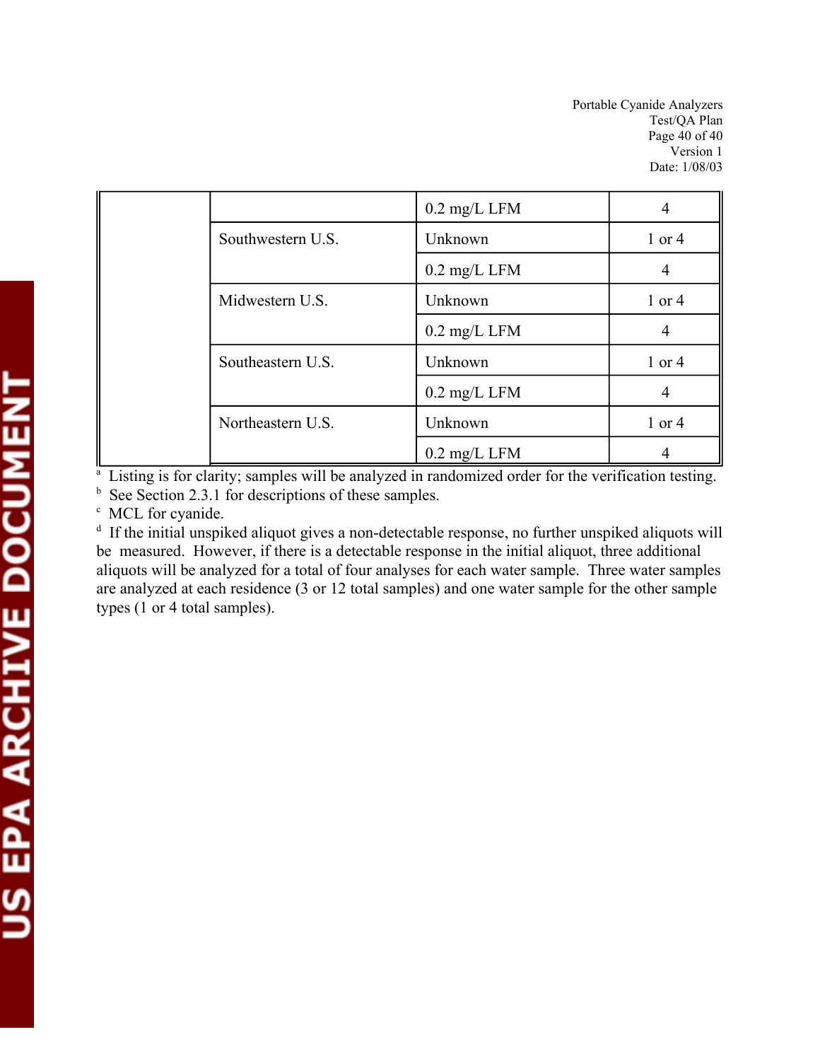| | | | |
|---|---|---|---|
| | | 0.2 mg/L LFM | 4 |
| | Southwestern U.S. | Unknown | 1 or 4 |
| | | 0.2 mg/L LFM | 4 |
| | Midwestern U.S. | Unknown | 1 or 4 |
| | | 0.2 mg/L LFM | 4 |
| | Southeastern U.S. | Unknown | 1 or 4 |
| | | 0.2 mg/L LFM | 4 |
| | Northeastern U.S. | Unknown | 1 or 4 |
| | | 0.2 mg/L LFM | 4 |

[a] Listing is for clarity; samples will be analyzed in randomized order for the verification testing.
[b] See Section 2.3.1 for descriptions of these samples.
[c] MCL for cyanide.
[d] If the initial unspiked aliquot gives a non-detectable response, no further unspiked aliquots will be measured. However, if there is a detectable response in the initial aliquot, three additional aliquots will be analyzed for a total of four analyses for each water sample. Three water samples are analyzed at each residence (3 or 12 total samples) and one water sample for the other sample types (1 or 4 total samples).